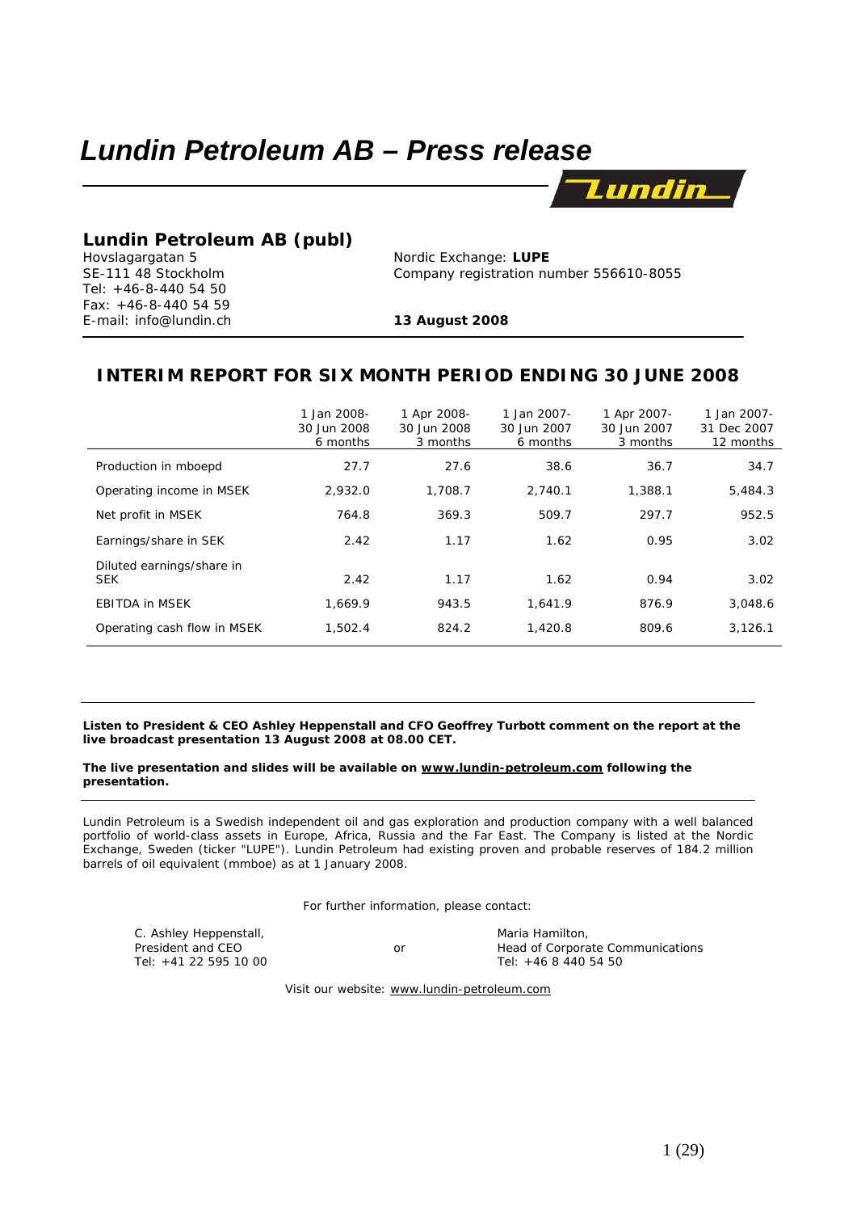# *Lundin Petroleum AB – Press release*

## Lundin Petroleum AB (publ)

Hovslagargatan 5
SE-111 48 Stockholm
Tel: +46-8-440 54 50
Fax: +46-8-440 54 59
E-mail: info@lundin.ch

Nordic Exchange: **LUPE**
Company registration number 556610-8055

**13 August 2008**

## INTERIM REPORT FOR SIX MONTH PERIOD ENDING 30 JUNE 2008

| | 1 Jan 2008-<br>30 Jun 2008<br>6 months | 1 Apr 2008-<br>30 Jun 2008<br>3 months | 1 Jan 2007-<br>30 Jun 2007<br>6 months | 1 Apr 2007-<br>30 Jun 2007<br>3 months | 1 Jan 2007-<br>31 Dec 2007<br>12 months |
|---|---|---|---|---|---|
| Production in mboepd | 27.7 | 27.6 | 38.6 | 36.7 | 34.7 |
| Operating income in MSEK | 2,932.0 | 1,708.7 | 2,740.1 | 1,388.1 | 5,484.3 |
| Net profit in MSEK | 764.8 | 369.3 | 509.7 | 297.7 | 952.5 |
| Earnings/share in SEK | 2.42 | 1.17 | 1.62 | 0.95 | 3.02 |
| Diluted earnings/share in SEK | 2.42 | 1.17 | 1.62 | 0.94 | 3.02 |
| EBITDA in MSEK | 1,669.9 | 943.5 | 1,641.9 | 876.9 | 3,048.6 |
| Operating cash flow in MSEK | 1,502.4 | 824.2 | 1,420.8 | 809.6 | 3,126.1 |

**Listen to President & CEO Ashley Heppenstall and CFO Geoffrey Turbott comment on the report at the live broadcast presentation 13 August 2008 at 08.00 CET.**

**The live presentation and slides will be available on www.lundin-petroleum.com following the presentation.**

Lundin Petroleum is a Swedish independent oil and gas exploration and production company with a well balanced portfolio of world-class assets in Europe, Africa, Russia and the Far East. The Company is listed at the Nordic Exchange, Sweden (ticker "LUPE"). Lundin Petroleum had existing proven and probable reserves of 184.2 million barrels of oil equivalent (mmboe) as at 1 January 2008.

For further information, please contact:

C. Ashley Heppenstall,
President and CEO
Tel: +41 22 595 10 00

or

Maria Hamilton,
Head of Corporate Communications
Tel: +46 8 440 54 50

Visit our website: www.lundin-petroleum.com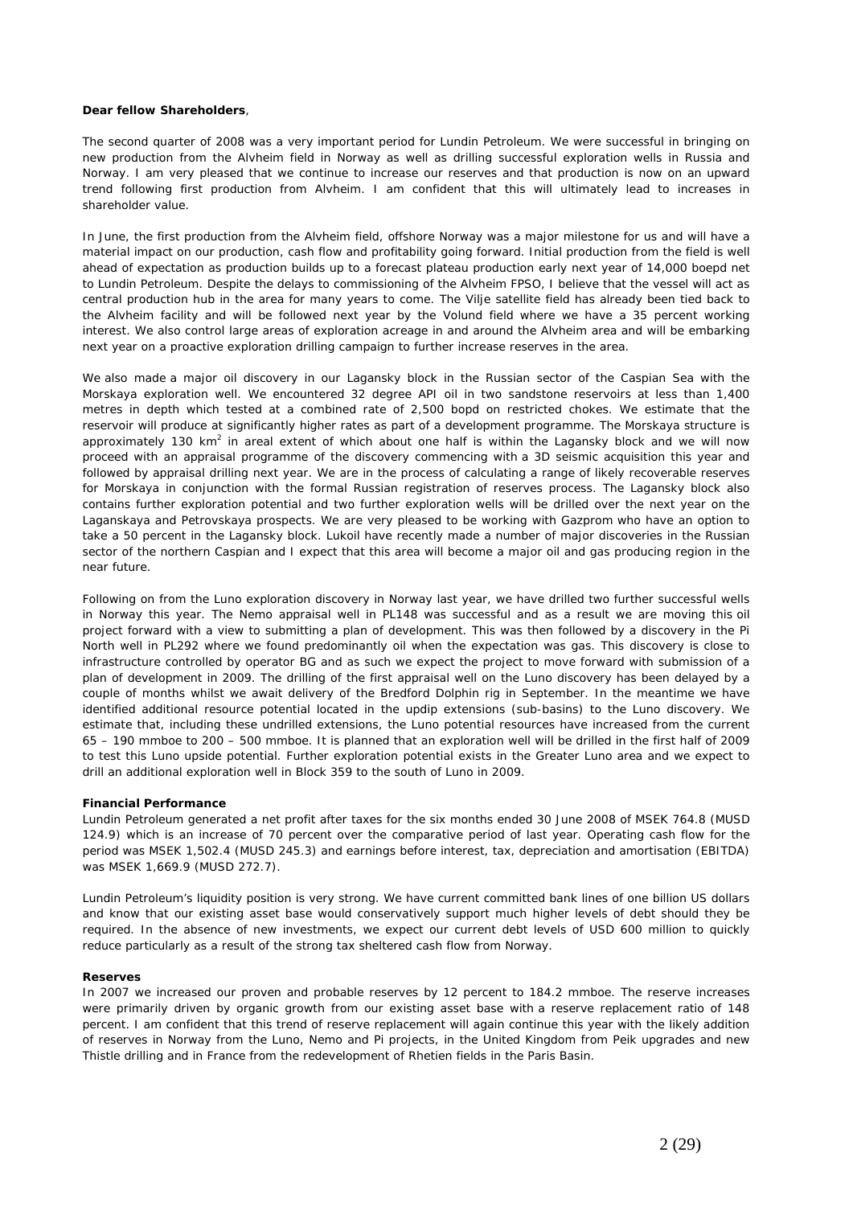**Dear fellow Shareholders**,

The second quarter of 2008 was a very important period for Lundin Petroleum. We were successful in bringing on new production from the Alvheim field in Norway as well as drilling successful exploration wells in Russia and Norway. I am very pleased that we continue to increase our reserves and that production is now on an upward trend following first production from Alvheim. I am confident that this will ultimately lead to increases in shareholder value.

In June, the first production from the Alvheim field, offshore Norway was a major milestone for us and will have a material impact on our production, cash flow and profitability going forward. Initial production from the field is well ahead of expectation as production builds up to a forecast plateau production early next year of 14,000 boepd net to Lundin Petroleum. Despite the delays to commissioning of the Alvheim FPSO, I believe that the vessel will act as central production hub in the area for many years to come. The Vilje satellite field has already been tied back to the Alvheim facility and will be followed next year by the Volund field where we have a 35 percent working interest. We also control large areas of exploration acreage in and around the Alvheim area and will be embarking next year on a proactive exploration drilling campaign to further increase reserves in the area.

We also made a major oil discovery in our Lagansky block in the Russian sector of the Caspian Sea with the Morskaya exploration well. We encountered 32 degree API oil in two sandstone reservoirs at less than 1,400 metres in depth which tested at a combined rate of 2,500 bopd on restricted chokes. We estimate that the reservoir will produce at significantly higher rates as part of a development programme. The Morskaya structure is approximately 130 $km^2$ in areal extent of which about one half is within the Lagansky block and we will now proceed with an appraisal programme of the discovery commencing with a 3D seismic acquisition this year and followed by appraisal drilling next year. We are in the process of calculating a range of likely recoverable reserves for Morskaya in conjunction with the formal Russian registration of reserves process. The Lagansky block also contains further exploration potential and two further exploration wells will be drilled over the next year on the Laganskaya and Petrovskaya prospects. We are very pleased to be working with Gazprom who have an option to take a 50 percent in the Lagansky block. Lukoil have recently made a number of major discoveries in the Russian sector of the northern Caspian and I expect that this area will become a major oil and gas producing region in the near future.

Following on from the Luno exploration discovery in Norway last year, we have drilled two further successful wells in Norway this year. The Nemo appraisal well in PL148 was successful and as a result we are moving this oil project forward with a view to submitting a plan of development. This was then followed by a discovery in the Pi North well in PL292 where we found predominantly oil when the expectation was gas. This discovery is close to infrastructure controlled by operator BG and as such we expect the project to move forward with submission of a plan of development in 2009. The drilling of the first appraisal well on the Luno discovery has been delayed by a couple of months whilst we await delivery of the Bredford Dolphin rig in September. In the meantime we have identified additional resource potential located in the updip extensions (sub-basins) to the Luno discovery. We estimate that, including these undrilled extensions, the Luno potential resources have increased from the current 65 – 190 mmboe to 200 – 500 mmboe. It is planned that an exploration well will be drilled in the first half of 2009 to test this Luno upside potential. Further exploration potential exists in the Greater Luno area and we expect to drill an additional exploration well in Block 359 to the south of Luno in 2009.

**Financial Performance**

Lundin Petroleum generated a net profit after taxes for the six months ended 30 June 2008 of MSEK 764.8 (MUSD 124.9) which is an increase of 70 percent over the comparative period of last year. Operating cash flow for the period was MSEK 1,502.4 (MUSD 245.3) and earnings before interest, tax, depreciation and amortisation (EBITDA) was MSEK 1,669.9 (MUSD 272.7).

Lundin Petroleum's liquidity position is very strong. We have current committed bank lines of one billion US dollars and know that our existing asset base would conservatively support much higher levels of debt should they be required. In the absence of new investments, we expect our current debt levels of USD 600 million to quickly reduce particularly as a result of the strong tax sheltered cash flow from Norway.

**Reserves**

In 2007 we increased our proven and probable reserves by 12 percent to 184.2 mmboe. The reserve increases were primarily driven by organic growth from our existing asset base with a reserve replacement ratio of 148 percent. I am confident that this trend of reserve replacement will again continue this year with the likely addition of reserves in Norway from the Luno, Nemo and Pi projects, in the United Kingdom from Peik upgrades and new Thistle drilling and in France from the redevelopment of Rhetien fields in the Paris Basin.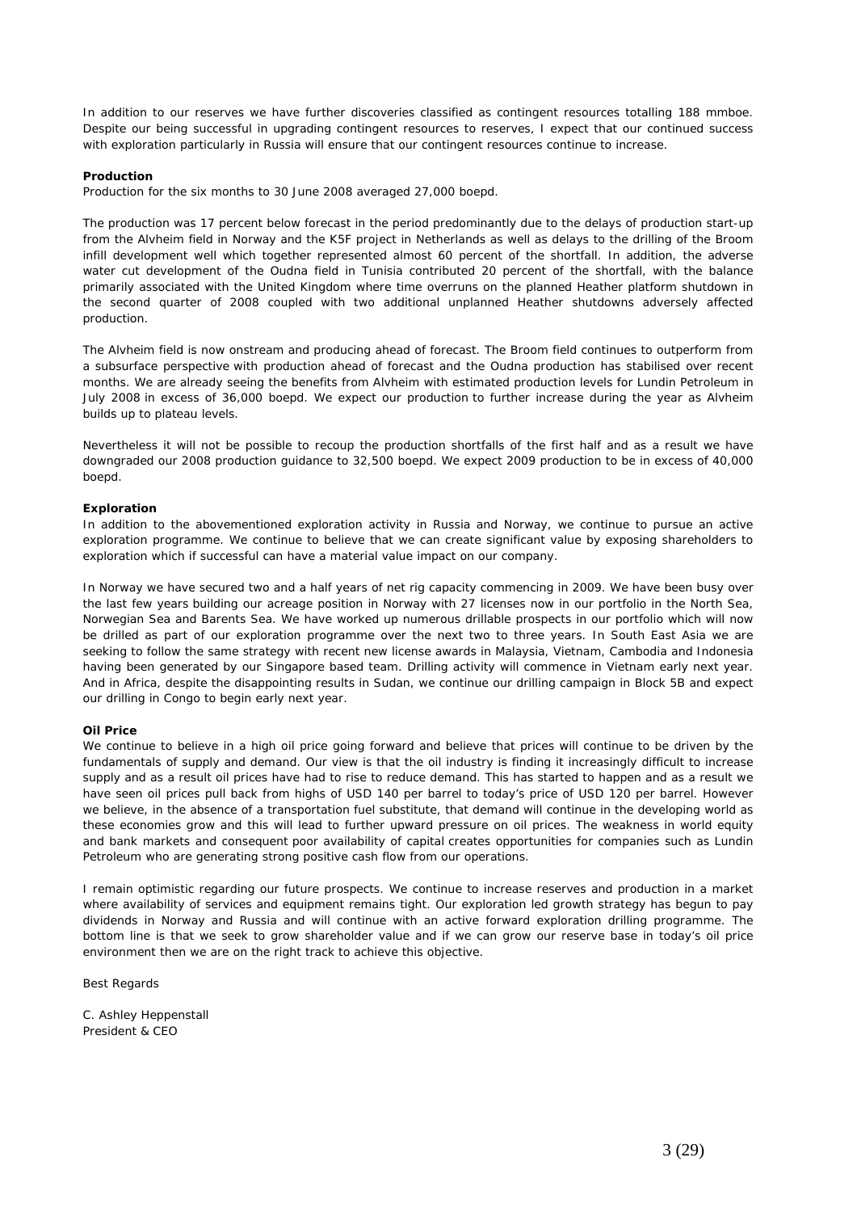In addition to our reserves we have further discoveries classified as contingent resources totalling 188 mmboe. Despite our being successful in upgrading contingent resources to reserves, I expect that our continued success with exploration particularly in Russia will ensure that our contingent resources continue to increase.

**Production**

Production for the six months to 30 June 2008 averaged 27,000 boepd.

The production was 17 percent below forecast in the period predominantly due to the delays of production start-up from the Alvheim field in Norway and the K5F project in Netherlands as well as delays to the drilling of the Broom infill development well which together represented almost 60 percent of the shortfall. In addition, the adverse water cut development of the Oudna field in Tunisia contributed 20 percent of the shortfall, with the balance primarily associated with the United Kingdom where time overruns on the planned Heather platform shutdown in the second quarter of 2008 coupled with two additional unplanned Heather shutdowns adversely affected production.

The Alvheim field is now onstream and producing ahead of forecast. The Broom field continues to outperform from a subsurface perspective with production ahead of forecast and the Oudna production has stabilised over recent months. We are already seeing the benefits from Alvheim with estimated production levels for Lundin Petroleum in July 2008 in excess of 36,000 boepd. We expect our production to further increase during the year as Alvheim builds up to plateau levels.

Nevertheless it will not be possible to recoup the production shortfalls of the first half and as a result we have downgraded our 2008 production guidance to 32,500 boepd. We expect 2009 production to be in excess of 40,000 boepd.

**Exploration**

In addition to the abovementioned exploration activity in Russia and Norway, we continue to pursue an active exploration programme. We continue to believe that we can create significant value by exposing shareholders to exploration which if successful can have a material value impact on our company.

In Norway we have secured two and a half years of net rig capacity commencing in 2009. We have been busy over the last few years building our acreage position in Norway with 27 licenses now in our portfolio in the North Sea, Norwegian Sea and Barents Sea. We have worked up numerous drillable prospects in our portfolio which will now be drilled as part of our exploration programme over the next two to three years. In South East Asia we are seeking to follow the same strategy with recent new license awards in Malaysia, Vietnam, Cambodia and Indonesia having been generated by our Singapore based team. Drilling activity will commence in Vietnam early next year. And in Africa, despite the disappointing results in Sudan, we continue our drilling campaign in Block 5B and expect our drilling in Congo to begin early next year.

**Oil Price**

We continue to believe in a high oil price going forward and believe that prices will continue to be driven by the fundamentals of supply and demand. Our view is that the oil industry is finding it increasingly difficult to increase supply and as a result oil prices have had to rise to reduce demand. This has started to happen and as a result we have seen oil prices pull back from highs of USD 140 per barrel to today's price of USD 120 per barrel. However we believe, in the absence of a transportation fuel substitute, that demand will continue in the developing world as these economies grow and this will lead to further upward pressure on oil prices. The weakness in world equity and bank markets and consequent poor availability of capital creates opportunities for companies such as Lundin Petroleum who are generating strong positive cash flow from our operations.

I remain optimistic regarding our future prospects. We continue to increase reserves and production in a market where availability of services and equipment remains tight. Our exploration led growth strategy has begun to pay dividends in Norway and Russia and will continue with an active forward exploration drilling programme. The bottom line is that we seek to grow shareholder value and if we can grow our reserve base in today's oil price environment then we are on the right track to achieve this objective.

Best Regards

C. Ashley Heppenstall
President & CEO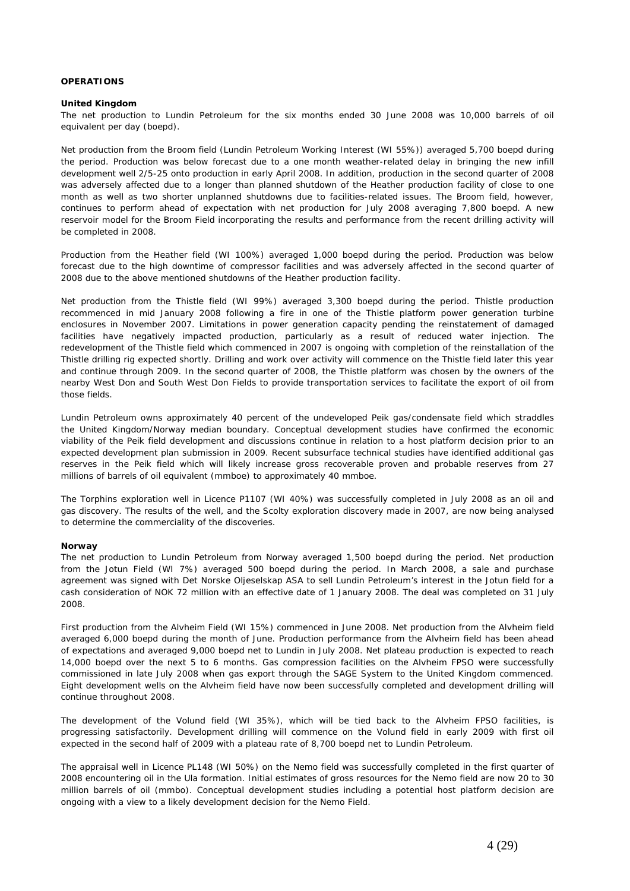## OPERATIONS

### United Kingdom

The net production to Lundin Petroleum for the six months ended 30 June 2008 was 10,000 barrels of oil equivalent per day (boepd).

Net production from the Broom field (Lundin Petroleum Working Interest (WI 55%)) averaged 5,700 boepd during the period. Production was below forecast due to a one month weather-related delay in bringing the new infill development well 2/5-25 onto production in early April 2008. In addition, production in the second quarter of 2008 was adversely affected due to a longer than planned shutdown of the Heather production facility of close to one month as well as two shorter unplanned shutdowns due to facilities-related issues. The Broom field, however, continues to perform ahead of expectation with net production for July 2008 averaging 7,800 boepd. A new reservoir model for the Broom Field incorporating the results and performance from the recent drilling activity will be completed in 2008.

Production from the Heather field (WI 100%) averaged 1,000 boepd during the period. Production was below forecast due to the high downtime of compressor facilities and was adversely affected in the second quarter of 2008 due to the above mentioned shutdowns of the Heather production facility.

Net production from the Thistle field (WI 99%) averaged 3,300 boepd during the period. Thistle production recommenced in mid January 2008 following a fire in one of the Thistle platform power generation turbine enclosures in November 2007. Limitations in power generation capacity pending the reinstatement of damaged facilities have negatively impacted production, particularly as a result of reduced water injection. The redevelopment of the Thistle field which commenced in 2007 is ongoing with completion of the reinstallation of the Thistle drilling rig expected shortly. Drilling and work over activity will commence on the Thistle field later this year and continue through 2009. In the second quarter of 2008, the Thistle platform was chosen by the owners of the nearby West Don and South West Don Fields to provide transportation services to facilitate the export of oil from those fields.

Lundin Petroleum owns approximately 40 percent of the undeveloped Peik gas/condensate field which straddles the United Kingdom/Norway median boundary. Conceptual development studies have confirmed the economic viability of the Peik field development and discussions continue in relation to a host platform decision prior to an expected development plan submission in 2009. Recent subsurface technical studies have identified additional gas reserves in the Peik field which will likely increase gross recoverable proven and probable reserves from 27 millions of barrels of oil equivalent (mmboe) to approximately 40 mmboe.

The Torphins exploration well in Licence P1107 (WI 40%) was successfully completed in July 2008 as an oil and gas discovery. The results of the well, and the Scolty exploration discovery made in 2007, are now being analysed to determine the commerciality of the discoveries.

### Norway

The net production to Lundin Petroleum from Norway averaged 1,500 boepd during the period. Net production from the Jotun Field (WI 7%) averaged 500 boepd during the period. In March 2008, a sale and purchase agreement was signed with Det Norske Oljeselskap ASA to sell Lundin Petroleum's interest in the Jotun field for a cash consideration of NOK 72 million with an effective date of 1 January 2008. The deal was completed on 31 July 2008.

First production from the Alvheim Field (WI 15%) commenced in June 2008. Net production from the Alvheim field averaged 6,000 boepd during the month of June. Production performance from the Alvheim field has been ahead of expectations and averaged 9,000 boepd net to Lundin in July 2008. Net plateau production is expected to reach 14,000 boepd over the next 5 to 6 months. Gas compression facilities on the Alvheim FPSO were successfully commissioned in late July 2008 when gas export through the SAGE System to the United Kingdom commenced. Eight development wells on the Alvheim field have now been successfully completed and development drilling will continue throughout 2008.

The development of the Volund field (WI 35%), which will be tied back to the Alvheim FPSO facilities, is progressing satisfactorily. Development drilling will commence on the Volund field in early 2009 with first oil expected in the second half of 2009 with a plateau rate of 8,700 boepd net to Lundin Petroleum.

The appraisal well in Licence PL148 (WI 50%) on the Nemo field was successfully completed in the first quarter of 2008 encountering oil in the Ula formation. Initial estimates of gross resources for the Nemo field are now 20 to 30 million barrels of oil (mmbo). Conceptual development studies including a potential host platform decision are ongoing with a view to a likely development decision for the Nemo Field.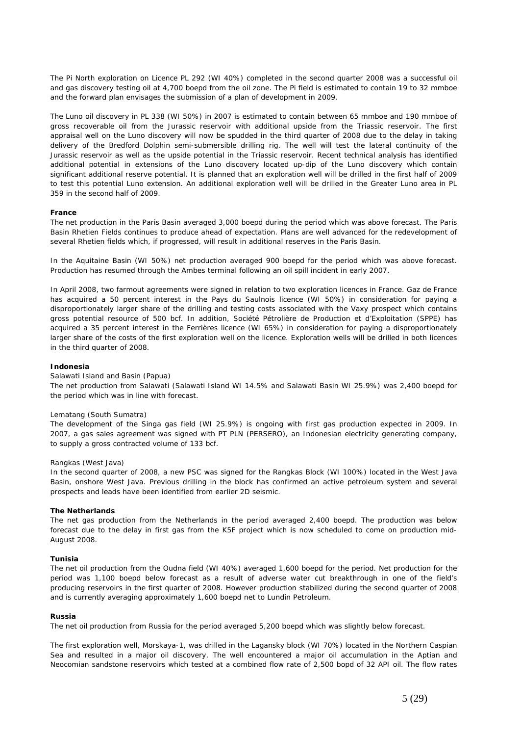The Pi North exploration on Licence PL 292 (WI 40%) completed in the second quarter 2008 was a successful oil and gas discovery testing oil at 4,700 boepd from the oil zone. The Pi field is estimated to contain 19 to 32 mmboe and the forward plan envisages the submission of a plan of development in 2009.

The Luno oil discovery in PL 338 (WI 50%) in 2007 is estimated to contain between 65 mmboe and 190 mmboe of gross recoverable oil from the Jurassic reservoir with additional upside from the Triassic reservoir. The first appraisal well on the Luno discovery will now be spudded in the third quarter of 2008 due to the delay in taking delivery of the Bredford Dolphin semi-submersible drilling rig. The well will test the lateral continuity of the Jurassic reservoir as well as the upside potential in the Triassic reservoir. Recent technical analysis has identified additional potential in extensions of the Luno discovery located up-dip of the Luno discovery which contain significant additional reserve potential. It is planned that an exploration well will be drilled in the first half of 2009 to test this potential Luno extension. An additional exploration well will be drilled in the Greater Luno area in PL 359 in the second half of 2009.

**France**

The net production in the Paris Basin averaged 3,000 boepd during the period which was above forecast. The Paris Basin Rhetien Fields continues to produce ahead of expectation. Plans are well advanced for the redevelopment of several Rhetien fields which, if progressed, will result in additional reserves in the Paris Basin.

In the Aquitaine Basin (WI 50%) net production averaged 900 boepd for the period which was above forecast. Production has resumed through the Ambes terminal following an oil spill incident in early 2007.

In April 2008, two farmout agreements were signed in relation to two exploration licences in France. Gaz de France has acquired a 50 percent interest in the Pays du Saulnois licence (WI 50%) in consideration for paying a disproportionately larger share of the drilling and testing costs associated with the Vaxy prospect which contains gross potential resource of 500 bcf. In addition, Société Pétrolière de Production et d'Exploitation (SPPE) has acquired a 35 percent interest in the Ferrières licence (WI 65%) in consideration for paying a disproportionately larger share of the costs of the first exploration well on the licence. Exploration wells will be drilled in both licences in the third quarter of 2008.

**Indonesia**

Salawati Island and Basin (Papua)

The net production from Salawati (Salawati Island WI 14.5% and Salawati Basin WI 25.9%) was 2,400 boepd for the period which was in line with forecast.

Lematang (South Sumatra)

The development of the Singa gas field (WI 25.9%) is ongoing with first gas production expected in 2009. In 2007, a gas sales agreement was signed with PT PLN (PERSERO), an Indonesian electricity generating company, to supply a gross contracted volume of 133 bcf.

Rangkas (West Java)

In the second quarter of 2008, a new PSC was signed for the Rangkas Block (WI 100%) located in the West Java Basin, onshore West Java. Previous drilling in the block has confirmed an active petroleum system and several prospects and leads have been identified from earlier 2D seismic.

**The Netherlands**

The net gas production from the Netherlands in the period averaged 2,400 boepd. The production was below forecast due to the delay in first gas from the K5F project which is now scheduled to come on production mid-August 2008.

**Tunisia**

The net oil production from the Oudna field (WI 40%) averaged 1,600 boepd for the period. Net production for the period was 1,100 boepd below forecast as a result of adverse water cut breakthrough in one of the field's producing reservoirs in the first quarter of 2008. However production stabilized during the second quarter of 2008 and is currently averaging approximately 1,600 boepd net to Lundin Petroleum.

**Russia**

The net oil production from Russia for the period averaged 5,200 boepd which was slightly below forecast.

The first exploration well, Morskaya-1, was drilled in the Lagansky block (WI 70%) located in the Northern Caspian Sea and resulted in a major oil discovery. The well encountered a major oil accumulation in the Aptian and Neocomian sandstone reservoirs which tested at a combined flow rate of 2,500 bopd of 32 API oil. The flow rates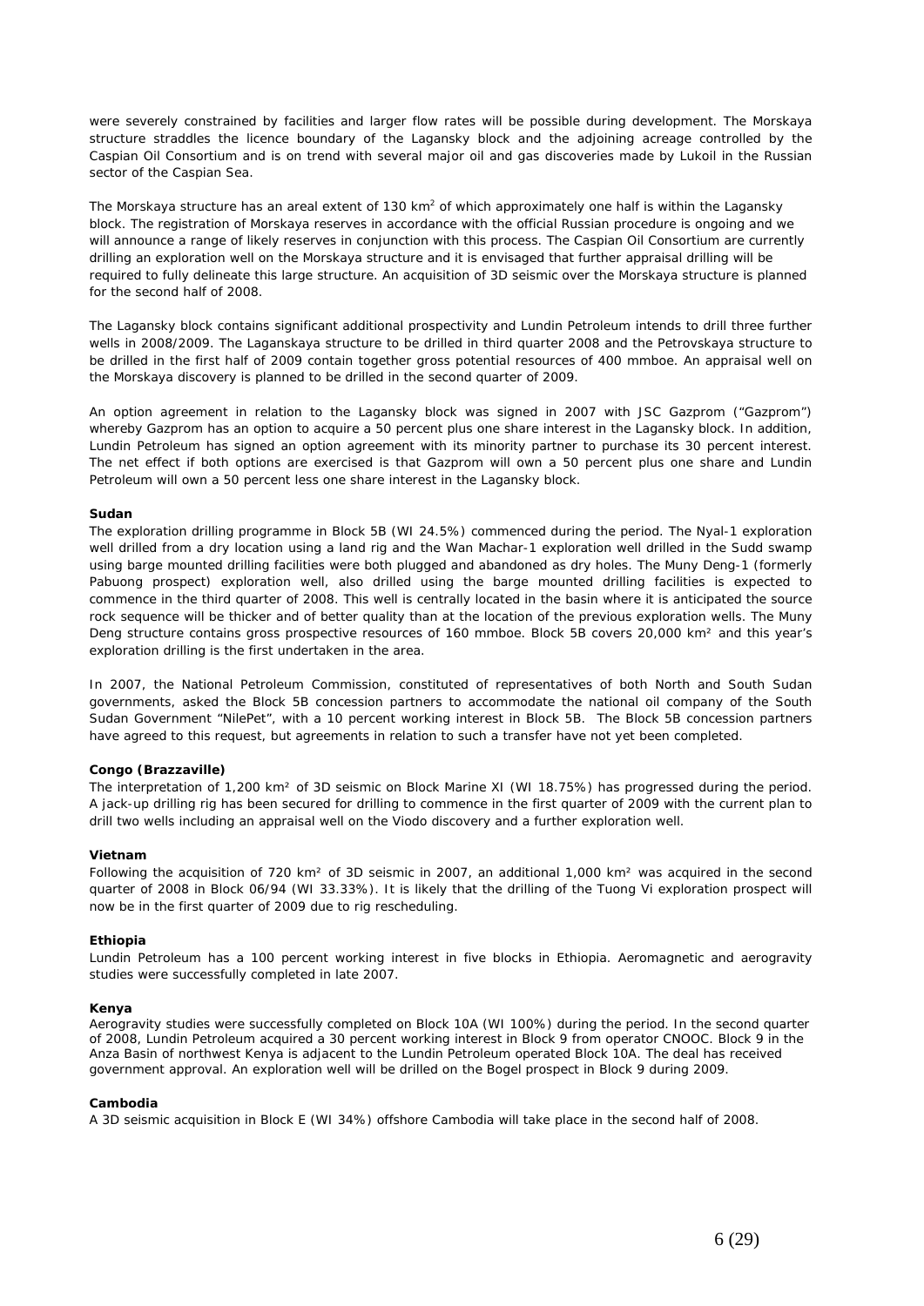were severely constrained by facilities and larger flow rates will be possible during development. The Morskaya structure straddles the licence boundary of the Lagansky block and the adjoining acreage controlled by the Caspian Oil Consortium and is on trend with several major oil and gas discoveries made by Lukoil in the Russian sector of the Caspian Sea.

The Morskaya structure has an areal extent of 130 km$^2$ of which approximately one half is within the Lagansky block. The registration of Morskaya reserves in accordance with the official Russian procedure is ongoing and we will announce a range of likely reserves in conjunction with this process. The Caspian Oil Consortium are currently drilling an exploration well on the Morskaya structure and it is envisaged that further appraisal drilling will be required to fully delineate this large structure. An acquisition of 3D seismic over the Morskaya structure is planned for the second half of 2008.

The Lagansky block contains significant additional prospectivity and Lundin Petroleum intends to drill three further wells in 2008/2009. The Laganskaya structure to be drilled in third quarter 2008 and the Petrovskaya structure to be drilled in the first half of 2009 contain together gross potential resources of 400 mmboe. An appraisal well on the Morskaya discovery is planned to be drilled in the second quarter of 2009.

An option agreement in relation to the Lagansky block was signed in 2007 with JSC Gazprom ("Gazprom") whereby Gazprom has an option to acquire a 50 percent plus one share interest in the Lagansky block. In addition, Lundin Petroleum has signed an option agreement with its minority partner to purchase its 30 percent interest. The net effect if both options are exercised is that Gazprom will own a 50 percent plus one share and Lundin Petroleum will own a 50 percent less one share interest in the Lagansky block.

**Sudan**

The exploration drilling programme in Block 5B (WI 24.5%) commenced during the period. The Nyal-1 exploration well drilled from a dry location using a land rig and the Wan Machar-1 exploration well drilled in the Sudd swamp using barge mounted drilling facilities were both plugged and abandoned as dry holes. The Muny Deng-1 (formerly Pabuong prospect) exploration well, also drilled using the barge mounted drilling facilities is expected to commence in the third quarter of 2008. This well is centrally located in the basin where it is anticipated the source rock sequence will be thicker and of better quality than at the location of the previous exploration wells. The Muny Deng structure contains gross prospective resources of 160 mmboe. Block 5B covers 20,000 km$^2$ and this year's exploration drilling is the first undertaken in the area.

In 2007, the National Petroleum Commission, constituted of representatives of both North and South Sudan governments, asked the Block 5B concession partners to accommodate the national oil company of the South Sudan Government "NilePet", with a 10 percent working interest in Block 5B. The Block 5B concession partners have agreed to this request, but agreements in relation to such a transfer have not yet been completed.

**Congo (Brazzaville)**

The interpretation of 1,200 km$^2$ of 3D seismic on Block Marine XI (WI 18.75%) has progressed during the period. A jack-up drilling rig has been secured for drilling to commence in the first quarter of 2009 with the current plan to drill two wells including an appraisal well on the Viodo discovery and a further exploration well.

**Vietnam**

Following the acquisition of 720 km$^2$ of 3D seismic in 2007, an additional 1,000 km$^2$ was acquired in the second quarter of 2008 in Block 06/94 (WI 33.33%). It is likely that the drilling of the Tuong Vi exploration prospect will now be in the first quarter of 2009 due to rig rescheduling.

**Ethiopia**

Lundin Petroleum has a 100 percent working interest in five blocks in Ethiopia. Aeromagnetic and aerogravity studies were successfully completed in late 2007.

**Kenya**

Aerogravity studies were successfully completed on Block 10A (WI 100%) during the period. In the second quarter of 2008, Lundin Petroleum acquired a 30 percent working interest in Block 9 from operator CNOOC. Block 9 in the Anza Basin of northwest Kenya is adjacent to the Lundin Petroleum operated Block 10A. The deal has received government approval. An exploration well will be drilled on the Bogel prospect in Block 9 during 2009.

**Cambodia**

A 3D seismic acquisition in Block E (WI 34%) offshore Cambodia will take place in the second half of 2008.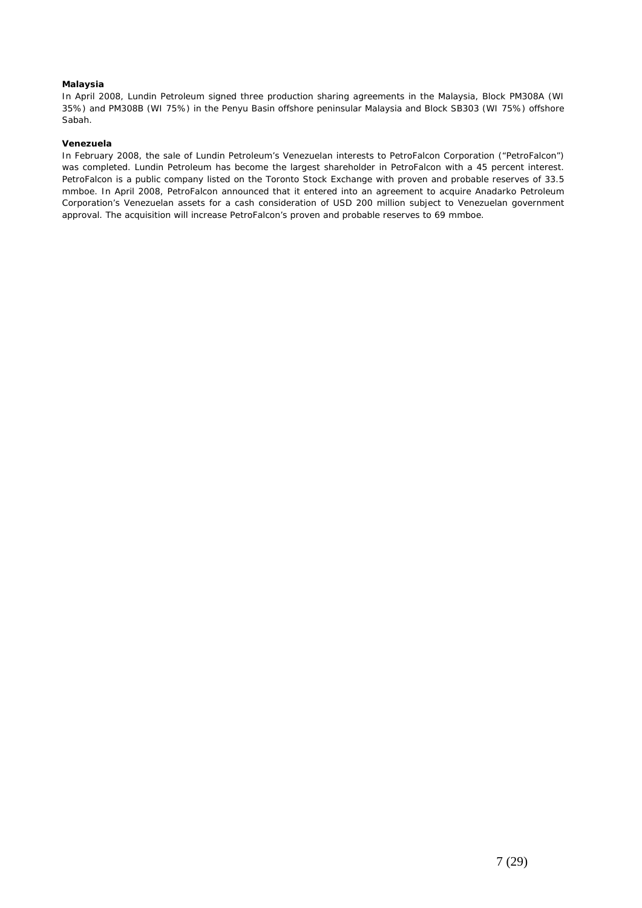**Malaysia**

In April 2008, Lundin Petroleum signed three production sharing agreements in the Malaysia, Block PM308A (WI 35%) and PM308B (WI 75%) in the Penyu Basin offshore peninsular Malaysia and Block SB303 (WI 75%) offshore Sabah.

**Venezuela**

In February 2008, the sale of Lundin Petroleum's Venezuelan interests to PetroFalcon Corporation ("PetroFalcon") was completed. Lundin Petroleum has become the largest shareholder in PetroFalcon with a 45 percent interest. PetroFalcon is a public company listed on the Toronto Stock Exchange with proven and probable reserves of 33.5 mmboe. In April 2008, PetroFalcon announced that it entered into an agreement to acquire Anadarko Petroleum Corporation's Venezuelan assets for a cash consideration of USD 200 million subject to Venezuelan government approval. The acquisition will increase PetroFalcon's proven and probable reserves to 69 mmboe.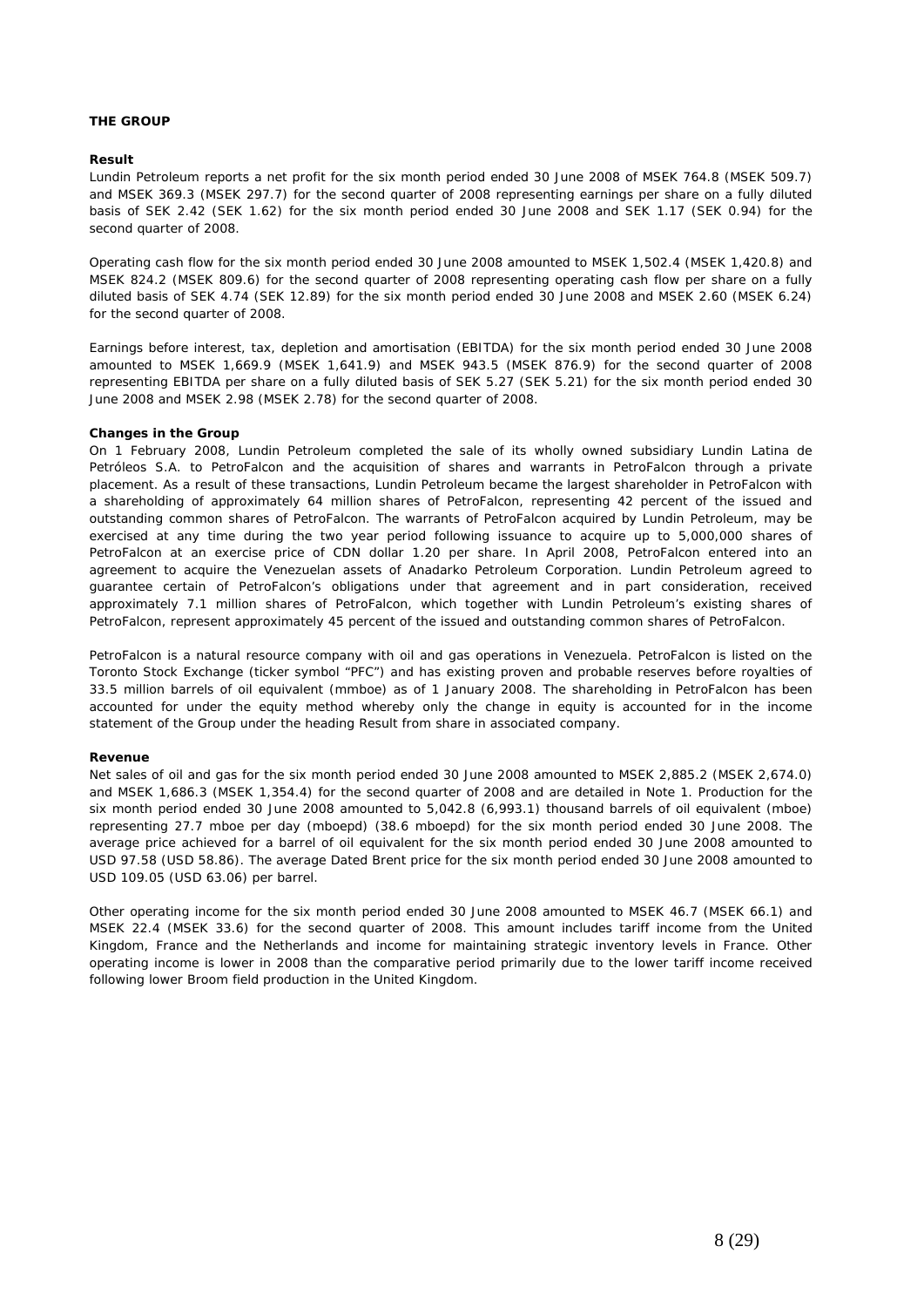## THE GROUP

### Result

Lundin Petroleum reports a net profit for the six month period ended 30 June 2008 of MSEK 764.8 (MSEK 509.7) and MSEK 369.3 (MSEK 297.7) for the second quarter of 2008 representing earnings per share on a fully diluted basis of SEK 2.42 (SEK 1.62) for the six month period ended 30 June 2008 and SEK 1.17 (SEK 0.94) for the second quarter of 2008.

Operating cash flow for the six month period ended 30 June 2008 amounted to MSEK 1,502.4 (MSEK 1,420.8) and MSEK 824.2 (MSEK 809.6) for the second quarter of 2008 representing operating cash flow per share on a fully diluted basis of SEK 4.74 (SEK 12.89) for the six month period ended 30 June 2008 and MSEK 2.60 (MSEK 6.24) for the second quarter of 2008.

Earnings before interest, tax, depletion and amortisation (EBITDA) for the six month period ended 30 June 2008 amounted to MSEK 1,669.9 (MSEK 1,641.9) and MSEK 943.5 (MSEK 876.9) for the second quarter of 2008 representing EBITDA per share on a fully diluted basis of SEK 5.27 (SEK 5.21) for the six month period ended 30 June 2008 and MSEK 2.98 (MSEK 2.78) for the second quarter of 2008.

### Changes in the Group

On 1 February 2008, Lundin Petroleum completed the sale of its wholly owned subsidiary Lundin Latina de Petróleos S.A. to PetroFalcon and the acquisition of shares and warrants in PetroFalcon through a private placement. As a result of these transactions, Lundin Petroleum became the largest shareholder in PetroFalcon with a shareholding of approximately 64 million shares of PetroFalcon, representing 42 percent of the issued and outstanding common shares of PetroFalcon. The warrants of PetroFalcon acquired by Lundin Petroleum, may be exercised at any time during the two year period following issuance to acquire up to 5,000,000 shares of PetroFalcon at an exercise price of CDN dollar 1.20 per share. In April 2008, PetroFalcon entered into an agreement to acquire the Venezuelan assets of Anadarko Petroleum Corporation. Lundin Petroleum agreed to guarantee certain of PetroFalcon's obligations under that agreement and in part consideration, received approximately 7.1 million shares of PetroFalcon, which together with Lundin Petroleum's existing shares of PetroFalcon, represent approximately 45 percent of the issued and outstanding common shares of PetroFalcon.

PetroFalcon is a natural resource company with oil and gas operations in Venezuela. PetroFalcon is listed on the Toronto Stock Exchange (ticker symbol "PFC") and has existing proven and probable reserves before royalties of 33.5 million barrels of oil equivalent (mmboe) as of 1 January 2008. The shareholding in PetroFalcon has been accounted for under the equity method whereby only the change in equity is accounted for in the income statement of the Group under the heading Result from share in associated company.

### Revenue

Net sales of oil and gas for the six month period ended 30 June 2008 amounted to MSEK 2,885.2 (MSEK 2,674.0) and MSEK 1,686.3 (MSEK 1,354.4) for the second quarter of 2008 and are detailed in Note 1. Production for the six month period ended 30 June 2008 amounted to 5,042.8 (6,993.1) thousand barrels of oil equivalent (mboe) representing 27.7 mboe per day (mboepd) (38.6 mboepd) for the six month period ended 30 June 2008. The average price achieved for a barrel of oil equivalent for the six month period ended 30 June 2008 amounted to USD 97.58 (USD 58.86). The average Dated Brent price for the six month period ended 30 June 2008 amounted to USD 109.05 (USD 63.06) per barrel.

Other operating income for the six month period ended 30 June 2008 amounted to MSEK 46.7 (MSEK 66.1) and MSEK 22.4 (MSEK 33.6) for the second quarter of 2008. This amount includes tariff income from the United Kingdom, France and the Netherlands and income for maintaining strategic inventory levels in France. Other operating income is lower in 2008 than the comparative period primarily due to the lower tariff income received following lower Broom field production in the United Kingdom.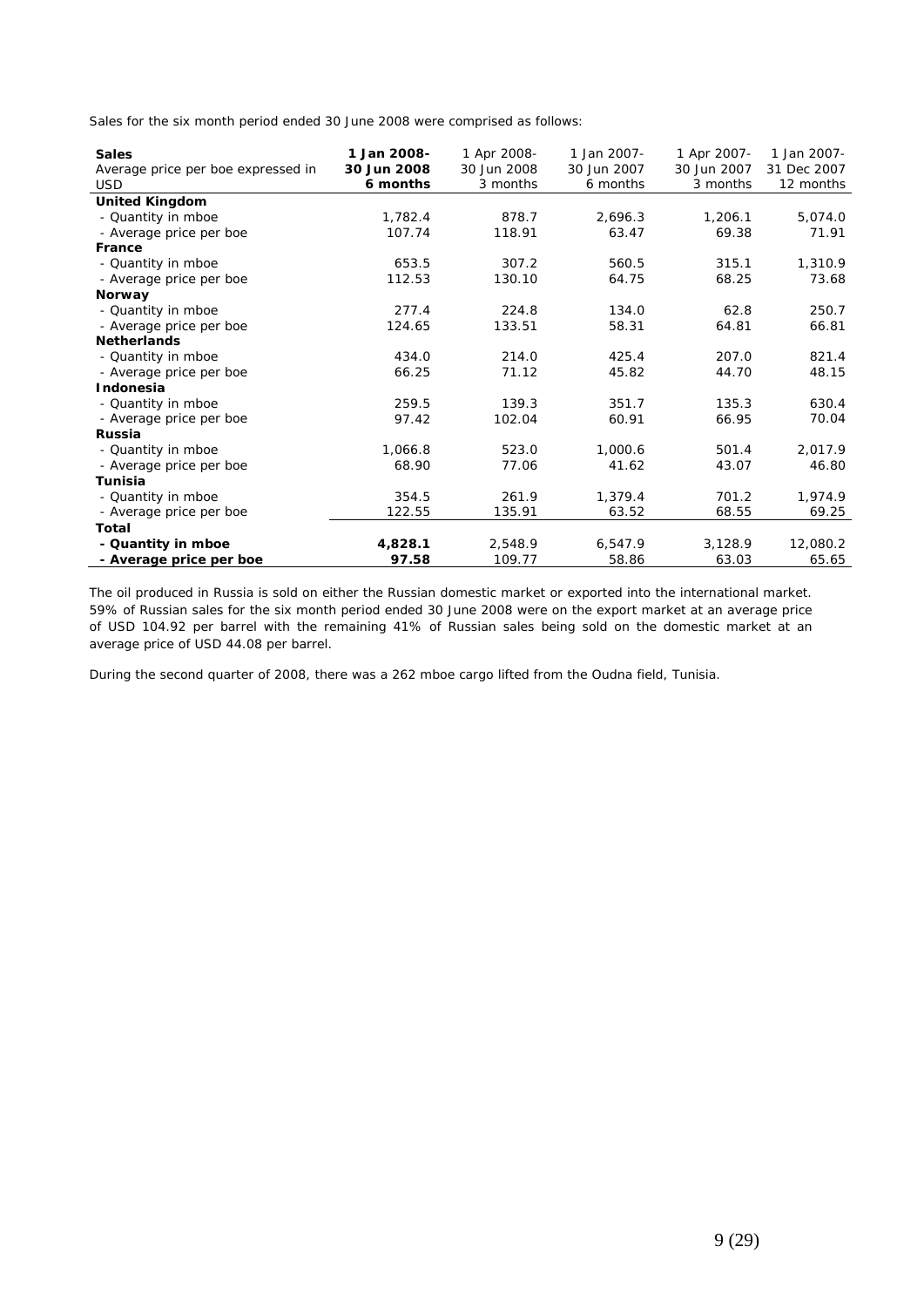Sales for the six month period ended 30 June 2008 were comprised as follows:

| **Sales**<br>Average price per boe expressed in USD | **1 Jan 2008-<br>30 Jun 2008<br>6 months** | 1 Apr 2008-<br>30 Jun 2008<br>3 months | 1 Jan 2007-<br>30 Jun 2007<br>6 months | 1 Apr 2007-<br>30 Jun 2007<br>3 months | 1 Jan 2007-<br>31 Dec 2007<br>12 months |
|---|---|---|---|---|---|
| **United Kingdom** | | | | | |
| - Quantity in mboe | 1,782.4 | 878.7 | 2,696.3 | 1,206.1 | 5,074.0 |
| - Average price per boe | 107.74 | 118.91 | 63.47 | 69.38 | 71.91 |
| **France** | | | | | |
| - Quantity in mboe | 653.5 | 307.2 | 560.5 | 315.1 | 1,310.9 |
| - Average price per boe | 112.53 | 130.10 | 64.75 | 68.25 | 73.68 |
| **Norway** | | | | | |
| - Quantity in mboe | 277.4 | 224.8 | 134.0 | 62.8 | 250.7 |
| - Average price per boe | 124.65 | 133.51 | 58.31 | 64.81 | 66.81 |
| **Netherlands** | | | | | |
| - Quantity in mboe | 434.0 | 214.0 | 425.4 | 207.0 | 821.4 |
| - Average price per boe | 66.25 | 71.12 | 45.82 | 44.70 | 48.15 |
| **Indonesia** | | | | | |
| - Quantity in mboe | 259.5 | 139.3 | 351.7 | 135.3 | 630.4 |
| - Average price per boe | 97.42 | 102.04 | 60.91 | 66.95 | 70.04 |
| **Russia** | | | | | |
| - Quantity in mboe | 1,066.8 | 523.0 | 1,000.6 | 501.4 | 2,017.9 |
| - Average price per boe | 68.90 | 77.06 | 41.62 | 43.07 | 46.80 |
| **Tunisia** | | | | | |
| - Quantity in mboe | 354.5 | 261.9 | 1,379.4 | 701.2 | 1,974.9 |
| - Average price per boe | 122.55 | 135.91 | 63.52 | 68.55 | 69.25 |
| **Total** | | | | | |
| **- Quantity in mboe** | **4,828.1** | 2,548.9 | 6,547.9 | 3,128.9 | 12,080.2 |
| **- Average price per boe** | **97.58** | 109.77 | 58.86 | 63.03 | 65.65 |

The oil produced in Russia is sold on either the Russian domestic market or exported into the international market. 59% of Russian sales for the six month period ended 30 June 2008 were on the export market at an average price of USD 104.92 per barrel with the remaining 41% of Russian sales being sold on the domestic market at an average price of USD 44.08 per barrel.

During the second quarter of 2008, there was a 262 mboe cargo lifted from the Oudna field, Tunisia.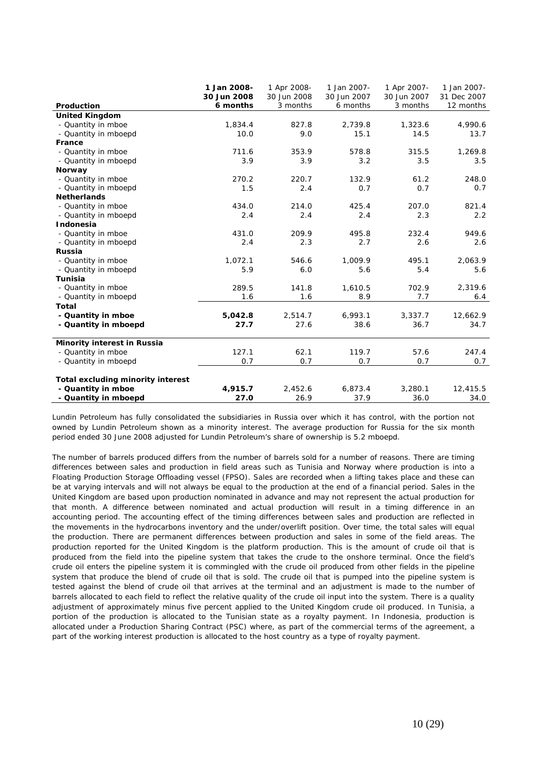| Production | **1 Jan 2008- 30 Jun 2008 6 months** | 1 Apr 2008- 30 Jun 2008 3 months | 1 Jan 2007- 30 Jun 2007 6 months | 1 Apr 2007- 30 Jun 2007 3 months | 1 Jan 2007- 31 Dec 2007 12 months |
|---|---|---|---|---|---|
| **United Kingdom** | | | | | |
| - Quantity in mboe | 1,834.4 | 827.8 | 2,739.8 | 1,323.6 | 4,990.6 |
| - Quantity in mboepd | 10.0 | 9.0 | 15.1 | 14.5 | 13.7 |
| **France** | | | | | |
| - Quantity in mboe | 711.6 | 353.9 | 578.8 | 315.5 | 1,269.8 |
| - Quantity in mboepd | 3.9 | 3.9 | 3.2 | 3.5 | 3.5 |
| **Norway** | | | | | |
| - Quantity in mboe | 270.2 | 220.7 | 132.9 | 61.2 | 248.0 |
| - Quantity in mboepd | 1.5 | 2.4 | 0.7 | 0.7 | 0.7 |
| **Netherlands** | | | | | |
| - Quantity in mboe | 434.0 | 214.0 | 425.4 | 207.0 | 821.4 |
| - Quantity in mboepd | 2.4 | 2.4 | 2.4 | 2.3 | 2.2 |
| **Indonesia** | | | | | |
| - Quantity in mboe | 431.0 | 209.9 | 495.8 | 232.4 | 949.6 |
| - Quantity in mboepd | 2.4 | 2.3 | 2.7 | 2.6 | 2.6 |
| **Russia** | | | | | |
| - Quantity in mboe | 1,072.1 | 546.6 | 1,009.9 | 495.1 | 2,063.9 |
| - Quantity in mboepd | 5.9 | 6.0 | 5.6 | 5.4 | 5.6 |
| **Tunisia** | | | | | |
| - Quantity in mboe | 289.5 | 141.8 | 1,610.5 | 702.9 | 2,319.6 |
| - Quantity in mboepd | 1.6 | 1.6 | 8.9 | 7.7 | 6.4 |
| **Total** | | | | | |
| **- Quantity in mboe** | **5,042.8** | 2,514.7 | 6,993.1 | 3,337.7 | 12,662.9 |
| **- Quantity in mboepd** | **27.7** | 27.6 | 38.6 | 36.7 | 34.7 |
| **Minority interest in Russia** | | | | | |
| - Quantity in mboe | 127.1 | 62.1 | 119.7 | 57.6 | 247.4 |
| - Quantity in mboepd | 0.7 | 0.7 | 0.7 | 0.7 | 0.7 |
| **Total excluding minority interest** | | | | | |
| **- Quantity in mboe** | **4,915.7** | 2,452.6 | 6,873.4 | 3,280.1 | 12,415.5 |
| **- Quantity in mboepd** | **27.0** | 26.9 | 37.9 | 36.0 | 34.0 |

Lundin Petroleum has fully consolidated the subsidiaries in Russia over which it has control, with the portion not owned by Lundin Petroleum shown as a minority interest. The average production for Russia for the six month period ended 30 June 2008 adjusted for Lundin Petroleum's share of ownership is 5.2 mboepd.

The number of barrels produced differs from the number of barrels sold for a number of reasons. There are timing differences between sales and production in field areas such as Tunisia and Norway where production is into a Floating Production Storage Offloading vessel (FPSO). Sales are recorded when a lifting takes place and these can be at varying intervals and will not always be equal to the production at the end of a financial period. Sales in the United Kingdom are based upon production nominated in advance and may not represent the actual production for that month. A difference between nominated and actual production will result in a timing difference in an accounting period. The accounting effect of the timing differences between sales and production are reflected in the movements in the hydrocarbons inventory and the under/overlift position. Over time, the total sales will equal the production. There are permanent differences between production and sales in some of the field areas. The production reported for the United Kingdom is the platform production. This is the amount of crude oil that is produced from the field into the pipeline system that takes the crude to the onshore terminal. Once the field's crude oil enters the pipeline system it is commingled with the crude oil produced from other fields in the pipeline system that produce the blend of crude oil that is sold. The crude oil that is pumped into the pipeline system is tested against the blend of crude oil that arrives at the terminal and an adjustment is made to the number of barrels allocated to each field to reflect the relative quality of the crude oil input into the system. There is a quality adjustment of approximately minus five percent applied to the United Kingdom crude oil produced. In Tunisia, a portion of the production is allocated to the Tunisian state as a royalty payment. In Indonesia, production is allocated under a Production Sharing Contract (PSC) where, as part of the commercial terms of the agreement, a part of the working interest production is allocated to the host country as a type of royalty payment.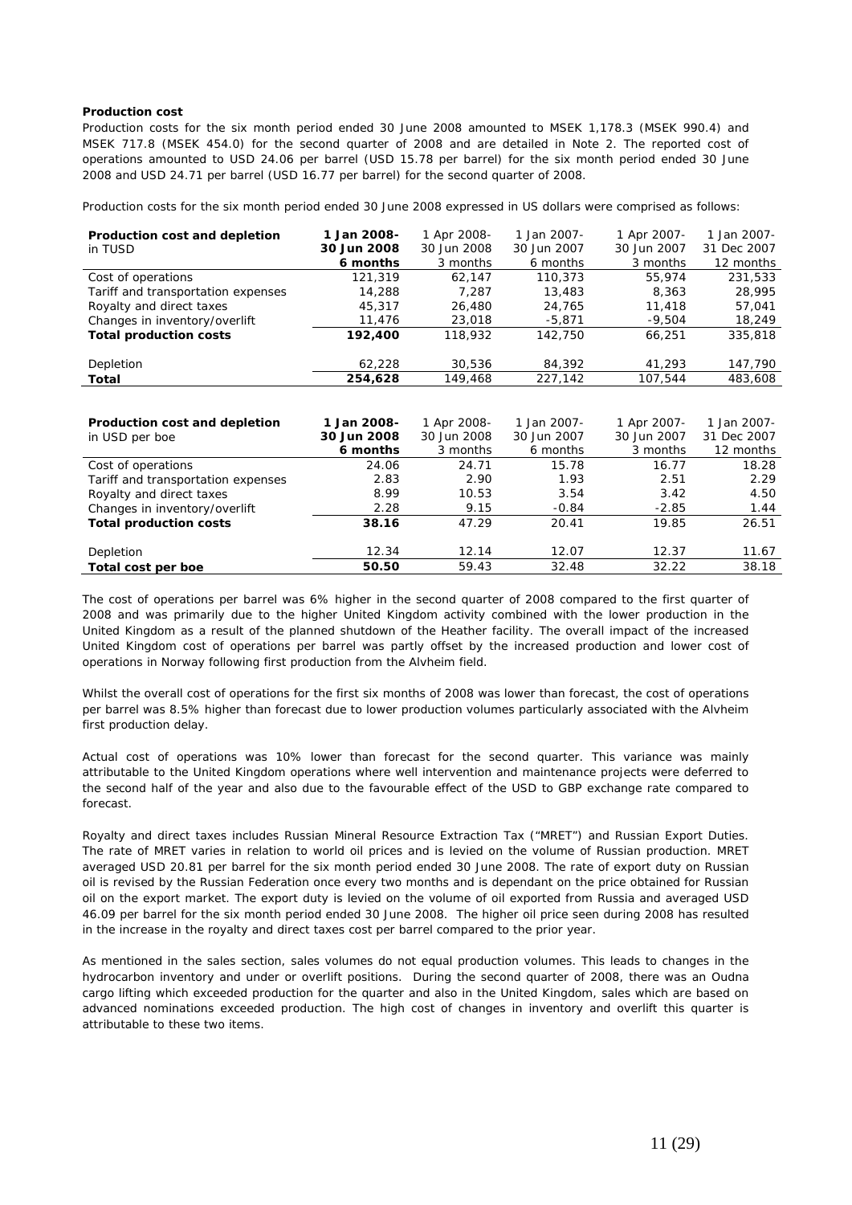**Production cost**

Production costs for the six month period ended 30 June 2008 amounted to MSEK 1,178.3 (MSEK 990.4) and MSEK 717.8 (MSEK 454.0) for the second quarter of 2008 and are detailed in Note 2. The reported cost of operations amounted to USD 24.06 per barrel (USD 15.78 per barrel) for the six month period ended 30 June 2008 and USD 24.71 per barrel (USD 16.77 per barrel) for the second quarter of 2008.

Production costs for the six month period ended 30 June 2008 expressed in US dollars were comprised as follows:

| **Production cost and depletion** in TUSD | **1 Jan 2008- 30 Jun 2008 6 months** | 1 Apr 2008- 30 Jun 2008 3 months | 1 Jan 2007- 30 Jun 2007 6 months | 1 Apr 2007- 30 Jun 2007 3 months | 1 Jan 2007- 31 Dec 2007 12 months |
|---|---|---|---|---|---|
| Cost of operations | 121,319 | 62,147 | 110,373 | 55,974 | 231,533 |
| Tariff and transportation expenses | 14,288 | 7,287 | 13,483 | 8,363 | 28,995 |
| Royalty and direct taxes | 45,317 | 26,480 | 24,765 | 11,418 | 57,041 |
| Changes in inventory/overlift | 11,476 | 23,018 | -5,871 | -9,504 | 18,249 |
| **Total production costs** | **192,400** | 118,932 | 142,750 | 66,251 | 335,818 |
| Depletion | 62,228 | 30,536 | 84,392 | 41,293 | 147,790 |
| **Total** | **254,628** | 149,468 | 227,142 | 107,544 | 483,608 |

| **Production cost and depletion** in USD per boe | **1 Jan 2008- 30 Jun 2008 6 months** | 1 Apr 2008- 30 Jun 2008 3 months | 1 Jan 2007- 30 Jun 2007 6 months | 1 Apr 2007- 30 Jun 2007 3 months | 1 Jan 2007- 31 Dec 2007 12 months |
|---|---|---|---|---|---|
| Cost of operations | 24.06 | 24.71 | 15.78 | 16.77 | 18.28 |
| Tariff and transportation expenses | 2.83 | 2.90 | 1.93 | 2.51 | 2.29 |
| Royalty and direct taxes | 8.99 | 10.53 | 3.54 | 3.42 | 4.50 |
| Changes in inventory/overlift | 2.28 | 9.15 | -0.84 | -2.85 | 1.44 |
| **Total production costs** | **38.16** | 47.29 | 20.41 | 19.85 | 26.51 |
| Depletion | 12.34 | 12.14 | 12.07 | 12.37 | 11.67 |
| **Total cost per boe** | **50.50** | 59.43 | 32.48 | 32.22 | 38.18 |

The cost of operations per barrel was 6% higher in the second quarter of 2008 compared to the first quarter of 2008 and was primarily due to the higher United Kingdom activity combined with the lower production in the United Kingdom as a result of the planned shutdown of the Heather facility. The overall impact of the increased United Kingdom cost of operations per barrel was partly offset by the increased production and lower cost of operations in Norway following first production from the Alvheim field.

Whilst the overall cost of operations for the first six months of 2008 was lower than forecast, the cost of operations per barrel was 8.5% higher than forecast due to lower production volumes particularly associated with the Alvheim first production delay.

Actual cost of operations was 10% lower than forecast for the second quarter. This variance was mainly attributable to the United Kingdom operations where well intervention and maintenance projects were deferred to the second half of the year and also due to the favourable effect of the USD to GBP exchange rate compared to forecast.

Royalty and direct taxes includes Russian Mineral Resource Extraction Tax ("MRET") and Russian Export Duties. The rate of MRET varies in relation to world oil prices and is levied on the volume of Russian production. MRET averaged USD 20.81 per barrel for the six month period ended 30 June 2008. The rate of export duty on Russian oil is revised by the Russian Federation once every two months and is dependant on the price obtained for Russian oil on the export market. The export duty is levied on the volume of oil exported from Russia and averaged USD 46.09 per barrel for the six month period ended 30 June 2008. The higher oil price seen during 2008 has resulted in the increase in the royalty and direct taxes cost per barrel compared to the prior year.

As mentioned in the sales section, sales volumes do not equal production volumes. This leads to changes in the hydrocarbon inventory and under or overlift positions. During the second quarter of 2008, there was an Oudna cargo lifting which exceeded production for the quarter and also in the United Kingdom, sales which are based on advanced nominations exceeded production. The high cost of changes in inventory and overlift this quarter is attributable to these two items.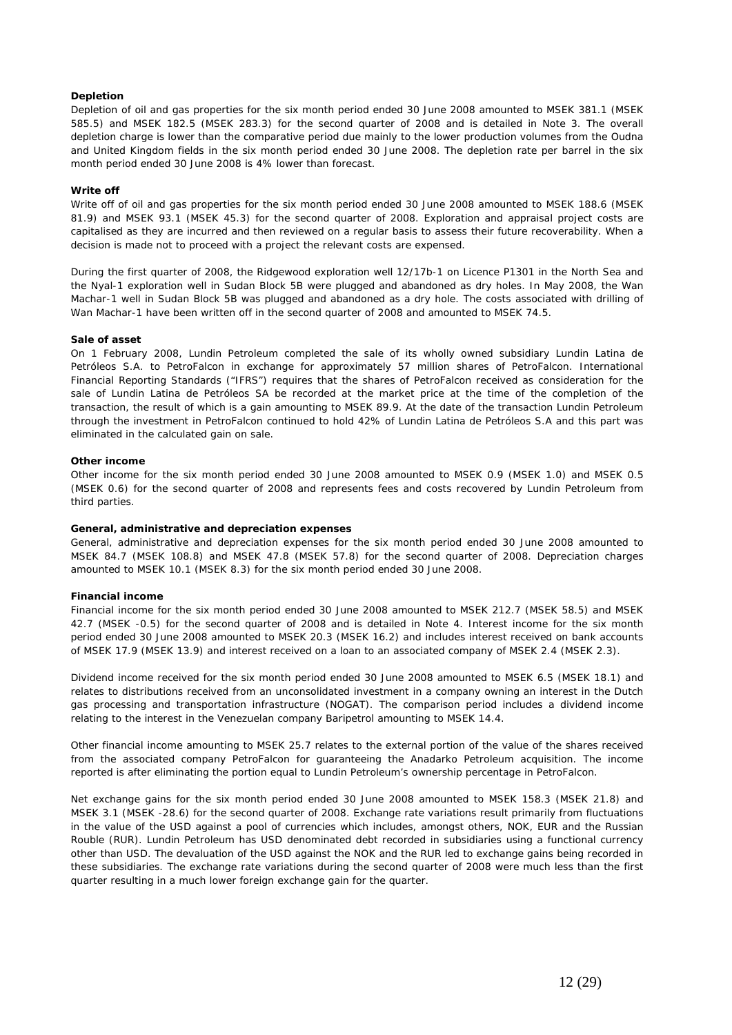**Depletion**

Depletion of oil and gas properties for the six month period ended 30 June 2008 amounted to MSEK 381.1 (MSEK 585.5) and MSEK 182.5 (MSEK 283.3) for the second quarter of 2008 and is detailed in Note 3. The overall depletion charge is lower than the comparative period due mainly to the lower production volumes from the Oudna and United Kingdom fields in the six month period ended 30 June 2008. The depletion rate per barrel in the six month period ended 30 June 2008 is 4% lower than forecast.

**Write off**

Write off of oil and gas properties for the six month period ended 30 June 2008 amounted to MSEK 188.6 (MSEK 81.9) and MSEK 93.1 (MSEK 45.3) for the second quarter of 2008. Exploration and appraisal project costs are capitalised as they are incurred and then reviewed on a regular basis to assess their future recoverability. When a decision is made not to proceed with a project the relevant costs are expensed.

During the first quarter of 2008, the Ridgewood exploration well 12/17b-1 on Licence P1301 in the North Sea and the Nyal-1 exploration well in Sudan Block 5B were plugged and abandoned as dry holes. In May 2008, the Wan Machar-1 well in Sudan Block 5B was plugged and abandoned as a dry hole. The costs associated with drilling of Wan Machar-1 have been written off in the second quarter of 2008 and amounted to MSEK 74.5.

**Sale of asset**

On 1 February 2008, Lundin Petroleum completed the sale of its wholly owned subsidiary Lundin Latina de Petróleos S.A. to PetroFalcon in exchange for approximately 57 million shares of PetroFalcon. International Financial Reporting Standards ("IFRS") requires that the shares of PetroFalcon received as consideration for the sale of Lundin Latina de Petróleos SA be recorded at the market price at the time of the completion of the transaction, the result of which is a gain amounting to MSEK 89.9. At the date of the transaction Lundin Petroleum through the investment in PetroFalcon continued to hold 42% of Lundin Latina de Petróleos S.A and this part was eliminated in the calculated gain on sale.

**Other income**

Other income for the six month period ended 30 June 2008 amounted to MSEK 0.9 (MSEK 1.0) and MSEK 0.5 (MSEK 0.6) for the second quarter of 2008 and represents fees and costs recovered by Lundin Petroleum from third parties.

**General, administrative and depreciation expenses**

General, administrative and depreciation expenses for the six month period ended 30 June 2008 amounted to MSEK 84.7 (MSEK 108.8) and MSEK 47.8 (MSEK 57.8) for the second quarter of 2008. Depreciation charges amounted to MSEK 10.1 (MSEK 8.3) for the six month period ended 30 June 2008.

**Financial income**

Financial income for the six month period ended 30 June 2008 amounted to MSEK 212.7 (MSEK 58.5) and MSEK 42.7 (MSEK -0.5) for the second quarter of 2008 and is detailed in Note 4. Interest income for the six month period ended 30 June 2008 amounted to MSEK 20.3 (MSEK 16.2) and includes interest received on bank accounts of MSEK 17.9 (MSEK 13.9) and interest received on a loan to an associated company of MSEK 2.4 (MSEK 2.3).

Dividend income received for the six month period ended 30 June 2008 amounted to MSEK 6.5 (MSEK 18.1) and relates to distributions received from an unconsolidated investment in a company owning an interest in the Dutch gas processing and transportation infrastructure (NOGAT). The comparison period includes a dividend income relating to the interest in the Venezuelan company Baripetrol amounting to MSEK 14.4.

Other financial income amounting to MSEK 25.7 relates to the external portion of the value of the shares received from the associated company PetroFalcon for guaranteeing the Anadarko Petroleum acquisition. The income reported is after eliminating the portion equal to Lundin Petroleum's ownership percentage in PetroFalcon.

Net exchange gains for the six month period ended 30 June 2008 amounted to MSEK 158.3 (MSEK 21.8) and MSEK 3.1 (MSEK -28.6) for the second quarter of 2008. Exchange rate variations result primarily from fluctuations in the value of the USD against a pool of currencies which includes, amongst others, NOK, EUR and the Russian Rouble (RUR). Lundin Petroleum has USD denominated debt recorded in subsidiaries using a functional currency other than USD. The devaluation of the USD against the NOK and the RUR led to exchange gains being recorded in these subsidiaries. The exchange rate variations during the second quarter of 2008 were much less than the first quarter resulting in a much lower foreign exchange gain for the quarter.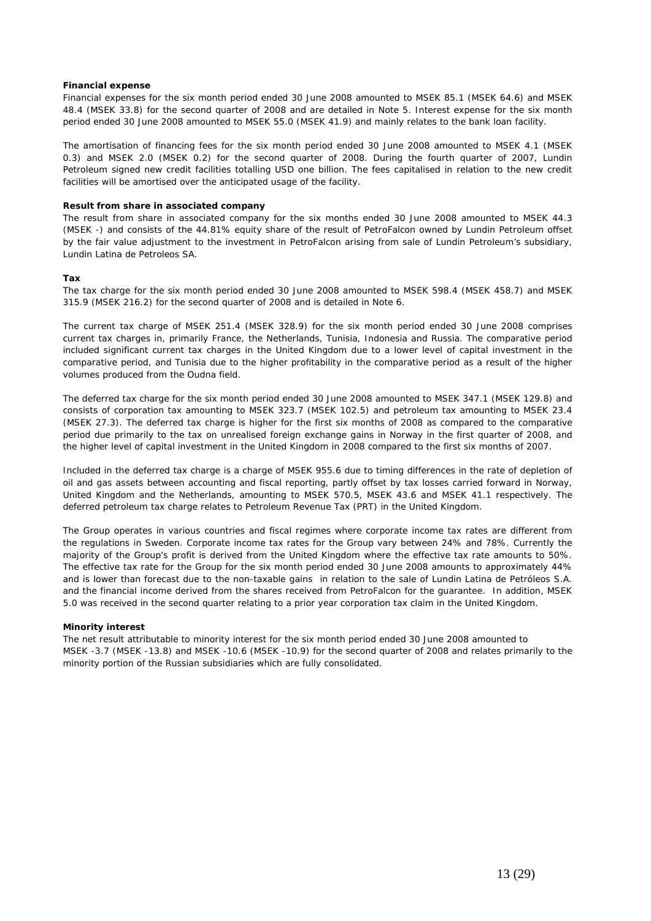**Financial expense**

Financial expenses for the six month period ended 30 June 2008 amounted to MSEK 85.1 (MSEK 64.6) and MSEK 48.4 (MSEK 33.8) for the second quarter of 2008 and are detailed in Note 5. Interest expense for the six month period ended 30 June 2008 amounted to MSEK 55.0 (MSEK 41.9) and mainly relates to the bank loan facility.

The amortisation of financing fees for the six month period ended 30 June 2008 amounted to MSEK 4.1 (MSEK 0.3) and MSEK 2.0 (MSEK 0.2) for the second quarter of 2008. During the fourth quarter of 2007, Lundin Petroleum signed new credit facilities totalling USD one billion. The fees capitalised in relation to the new credit facilities will be amortised over the anticipated usage of the facility.

**Result from share in associated company**

The result from share in associated company for the six months ended 30 June 2008 amounted to MSEK 44.3 (MSEK -) and consists of the 44.81% equity share of the result of PetroFalcon owned by Lundin Petroleum offset by the fair value adjustment to the investment in PetroFalcon arising from sale of Lundin Petroleum's subsidiary, Lundin Latina de Petroleos SA.

**Tax**

The tax charge for the six month period ended 30 June 2008 amounted to MSEK 598.4 (MSEK 458.7) and MSEK 315.9 (MSEK 216.2) for the second quarter of 2008 and is detailed in Note 6.

The current tax charge of MSEK 251.4 (MSEK 328.9) for the six month period ended 30 June 2008 comprises current tax charges in, primarily France, the Netherlands, Tunisia, Indonesia and Russia. The comparative period included significant current tax charges in the United Kingdom due to a lower level of capital investment in the comparative period, and Tunisia due to the higher profitability in the comparative period as a result of the higher volumes produced from the Oudna field.

The deferred tax charge for the six month period ended 30 June 2008 amounted to MSEK 347.1 (MSEK 129.8) and consists of corporation tax amounting to MSEK 323.7 (MSEK 102.5) and petroleum tax amounting to MSEK 23.4 (MSEK 27.3). The deferred tax charge is higher for the first six months of 2008 as compared to the comparative period due primarily to the tax on unrealised foreign exchange gains in Norway in the first quarter of 2008, and the higher level of capital investment in the United Kingdom in 2008 compared to the first six months of 2007.

Included in the deferred tax charge is a charge of MSEK 955.6 due to timing differences in the rate of depletion of oil and gas assets between accounting and fiscal reporting, partly offset by tax losses carried forward in Norway, United Kingdom and the Netherlands, amounting to MSEK 570.5, MSEK 43.6 and MSEK 41.1 respectively. The deferred petroleum tax charge relates to Petroleum Revenue Tax (PRT) in the United Kingdom.

The Group operates in various countries and fiscal regimes where corporate income tax rates are different from the regulations in Sweden. Corporate income tax rates for the Group vary between 24% and 78%. Currently the majority of the Group's profit is derived from the United Kingdom where the effective tax rate amounts to 50%. The effective tax rate for the Group for the six month period ended 30 June 2008 amounts to approximately 44% and is lower than forecast due to the non-taxable gains in relation to the sale of Lundin Latina de Petróleos S.A. and the financial income derived from the shares received from PetroFalcon for the guarantee. In addition, MSEK 5.0 was received in the second quarter relating to a prior year corporation tax claim in the United Kingdom.

**Minority interest**

The net result attributable to minority interest for the six month period ended 30 June 2008 amounted to MSEK -3.7 (MSEK -13.8) and MSEK -10.6 (MSEK -10.9) for the second quarter of 2008 and relates primarily to the minority portion of the Russian subsidiaries which are fully consolidated.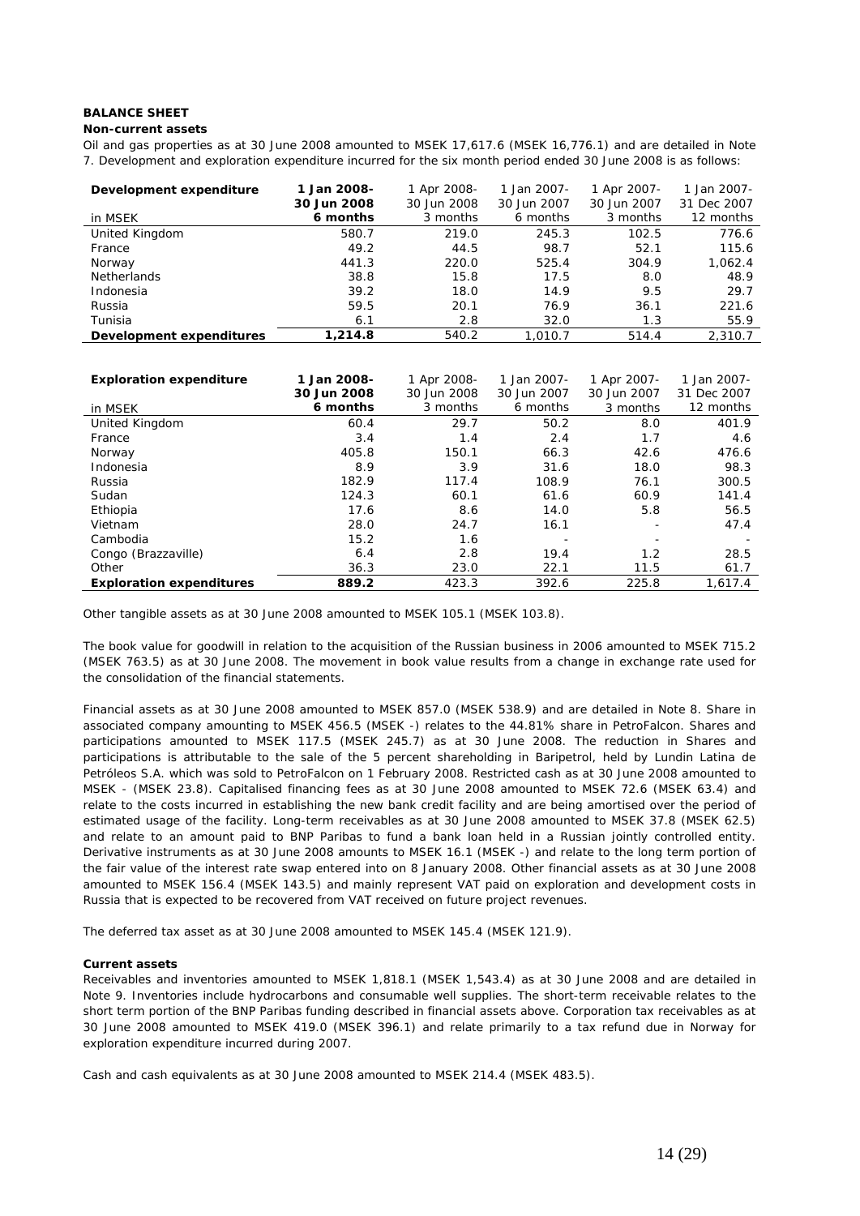## BALANCE SHEET

### Non-current assets

Oil and gas properties as at 30 June 2008 amounted to MSEK 17,617.6 (MSEK 16,776.1) and are detailed in Note 7. Development and exploration expenditure incurred for the six month period ended 30 June 2008 is as follows:

| **Development expenditure** | **1 Jan 2008-** | 1 Apr 2008- | 1 Jan 2007- | 1 Apr 2007- | 1 Jan 2007- |
|---|---|---|---|---|---|
| | **30 Jun 2008** | 30 Jun 2008 | 30 Jun 2007 | 30 Jun 2007 | 31 Dec 2007 |
| in MSEK | **6 months** | 3 months | 6 months | 3 months | 12 months |
| United Kingdom | 580.7 | 219.0 | 245.3 | 102.5 | 776.6 |
| France | 49.2 | 44.5 | 98.7 | 52.1 | 115.6 |
| Norway | 441.3 | 220.0 | 525.4 | 304.9 | 1,062.4 |
| Netherlands | 38.8 | 15.8 | 17.5 | 8.0 | 48.9 |
| Indonesia | 39.2 | 18.0 | 14.9 | 9.5 | 29.7 |
| Russia | 59.5 | 20.1 | 76.9 | 36.1 | 221.6 |
| Tunisia | 6.1 | 2.8 | 32.0 | 1.3 | 55.9 |
| **Development expenditures** | **1,214.8** | 540.2 | 1,010.7 | 514.4 | 2,310.7 |

| **Exploration expenditure** | **1 Jan 2008-** | 1 Apr 2008- | 1 Jan 2007- | 1 Apr 2007- | 1 Jan 2007- |
|---|---|---|---|---|---|
| | **30 Jun 2008** | 30 Jun 2008 | 30 Jun 2007 | 30 Jun 2007 | 31 Dec 2007 |
| in MSEK | **6 months** | 3 months | 6 months | 3 months | 12 months |
| United Kingdom | 60.4 | 29.7 | 50.2 | 8.0 | 401.9 |
| France | 3.4 | 1.4 | 2.4 | 1.7 | 4.6 |
| Norway | 405.8 | 150.1 | 66.3 | 42.6 | 476.6 |
| Indonesia | 8.9 | 3.9 | 31.6 | 18.0 | 98.3 |
| Russia | 182.9 | 117.4 | 108.9 | 76.1 | 300.5 |
| Sudan | 124.3 | 60.1 | 61.6 | 60.9 | 141.4 |
| Ethiopia | 17.6 | 8.6 | 14.0 | 5.8 | 56.5 |
| Vietnam | 28.0 | 24.7 | 16.1 | - | 47.4 |
| Cambodia | 15.2 | 1.6 | - | - | - |
| Congo (Brazzaville) | 6.4 | 2.8 | 19.4 | 1.2 | 28.5 |
| Other | 36.3 | 23.0 | 22.1 | 11.5 | 61.7 |
| **Exploration expenditures** | **889.2** | 423.3 | 392.6 | 225.8 | 1,617.4 |

Other tangible assets as at 30 June 2008 amounted to MSEK 105.1 (MSEK 103.8).

The book value for goodwill in relation to the acquisition of the Russian business in 2006 amounted to MSEK 715.2 (MSEK 763.5) as at 30 June 2008. The movement in book value results from a change in exchange rate used for the consolidation of the financial statements.

Financial assets as at 30 June 2008 amounted to MSEK 857.0 (MSEK 538.9) and are detailed in Note 8. Share in associated company amounting to MSEK 456.5 (MSEK -) relates to the 44.81% share in PetroFalcon. Shares and participations amounted to MSEK 117.5 (MSEK 245.7) as at 30 June 2008. The reduction in Shares and participations is attributable to the sale of the 5 percent shareholding in Baripetrol, held by Lundin Latina de Petróleos S.A. which was sold to PetroFalcon on 1 February 2008. Restricted cash as at 30 June 2008 amounted to MSEK - (MSEK 23.8). Capitalised financing fees as at 30 June 2008 amounted to MSEK 72.6 (MSEK 63.4) and relate to the costs incurred in establishing the new bank credit facility and are being amortised over the period of estimated usage of the facility. Long-term receivables as at 30 June 2008 amounted to MSEK 37.8 (MSEK 62.5) and relate to an amount paid to BNP Paribas to fund a bank loan held in a Russian jointly controlled entity. Derivative instruments as at 30 June 2008 amounts to MSEK 16.1 (MSEK -) and relate to the long term portion of the fair value of the interest rate swap entered into on 8 January 2008. Other financial assets as at 30 June 2008 amounted to MSEK 156.4 (MSEK 143.5) and mainly represent VAT paid on exploration and development costs in Russia that is expected to be recovered from VAT received on future project revenues.

The deferred tax asset as at 30 June 2008 amounted to MSEK 145.4 (MSEK 121.9).

### Current assets

Receivables and inventories amounted to MSEK 1,818.1 (MSEK 1,543.4) as at 30 June 2008 and are detailed in Note 9. Inventories include hydrocarbons and consumable well supplies. The short-term receivable relates to the short term portion of the BNP Paribas funding described in financial assets above. Corporation tax receivables as at 30 June 2008 amounted to MSEK 419.0 (MSEK 396.1) and relate primarily to a tax refund due in Norway for exploration expenditure incurred during 2007.

Cash and cash equivalents as at 30 June 2008 amounted to MSEK 214.4 (MSEK 483.5).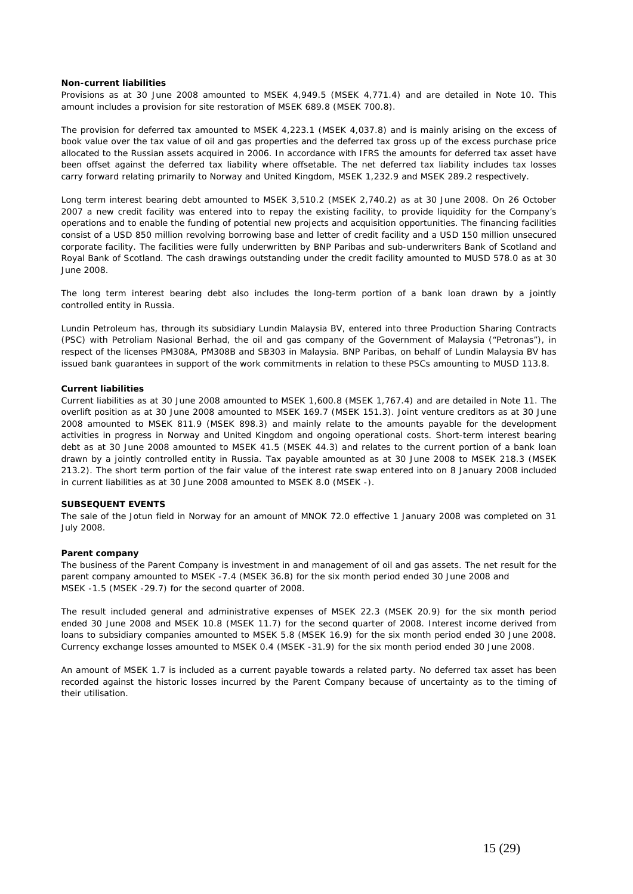**Non-current liabilities**

Provisions as at 30 June 2008 amounted to MSEK 4,949.5 (MSEK 4,771.4) and are detailed in Note 10. This amount includes a provision for site restoration of MSEK 689.8 (MSEK 700.8).

The provision for deferred tax amounted to MSEK 4,223.1 (MSEK 4,037.8) and is mainly arising on the excess of book value over the tax value of oil and gas properties and the deferred tax gross up of the excess purchase price allocated to the Russian assets acquired in 2006. In accordance with IFRS the amounts for deferred tax asset have been offset against the deferred tax liability where offsetable. The net deferred tax liability includes tax losses carry forward relating primarily to Norway and United Kingdom, MSEK 1,232.9 and MSEK 289.2 respectively.

Long term interest bearing debt amounted to MSEK 3,510.2 (MSEK 2,740.2) as at 30 June 2008. On 26 October 2007 a new credit facility was entered into to repay the existing facility, to provide liquidity for the Company's operations and to enable the funding of potential new projects and acquisition opportunities. The financing facilities consist of a USD 850 million revolving borrowing base and letter of credit facility and a USD 150 million unsecured corporate facility. The facilities were fully underwritten by BNP Paribas and sub-underwriters Bank of Scotland and Royal Bank of Scotland. The cash drawings outstanding under the credit facility amounted to MUSD 578.0 as at 30 June 2008.

The long term interest bearing debt also includes the long-term portion of a bank loan drawn by a jointly controlled entity in Russia.

Lundin Petroleum has, through its subsidiary Lundin Malaysia BV, entered into three Production Sharing Contracts (PSC) with Petroliam Nasional Berhad, the oil and gas company of the Government of Malaysia ("Petronas"), in respect of the licenses PM308A, PM308B and SB303 in Malaysia. BNP Paribas, on behalf of Lundin Malaysia BV has issued bank guarantees in support of the work commitments in relation to these PSCs amounting to MUSD 113.8.

**Current liabilities**

Current liabilities as at 30 June 2008 amounted to MSEK 1,600.8 (MSEK 1,767.4) and are detailed in Note 11. The overlift position as at 30 June 2008 amounted to MSEK 169.7 (MSEK 151.3). Joint venture creditors as at 30 June 2008 amounted to MSEK 811.9 (MSEK 898.3) and mainly relate to the amounts payable for the development activities in progress in Norway and United Kingdom and ongoing operational costs. Short-term interest bearing debt as at 30 June 2008 amounted to MSEK 41.5 (MSEK 44.3) and relates to the current portion of a bank loan drawn by a jointly controlled entity in Russia. Tax payable amounted as at 30 June 2008 to MSEK 218.3 (MSEK 213.2). The short term portion of the fair value of the interest rate swap entered into on 8 January 2008 included in current liabilities as at 30 June 2008 amounted to MSEK 8.0 (MSEK -).

**SUBSEQUENT EVENTS**

The sale of the Jotun field in Norway for an amount of MNOK 72.0 effective 1 January 2008 was completed on 31 July 2008.

**Parent company**

The business of the Parent Company is investment in and management of oil and gas assets. The net result for the parent company amounted to MSEK -7.4 (MSEK 36.8) for the six month period ended 30 June 2008 and MSEK -1.5 (MSEK -29.7) for the second quarter of 2008.

The result included general and administrative expenses of MSEK 22.3 (MSEK 20.9) for the six month period ended 30 June 2008 and MSEK 10.8 (MSEK 11.7) for the second quarter of 2008. Interest income derived from loans to subsidiary companies amounted to MSEK 5.8 (MSEK 16.9) for the six month period ended 30 June 2008. Currency exchange losses amounted to MSEK 0.4 (MSEK -31.9) for the six month period ended 30 June 2008.

An amount of MSEK 1.7 is included as a current payable towards a related party. No deferred tax asset has been recorded against the historic losses incurred by the Parent Company because of uncertainty as to the timing of their utilisation.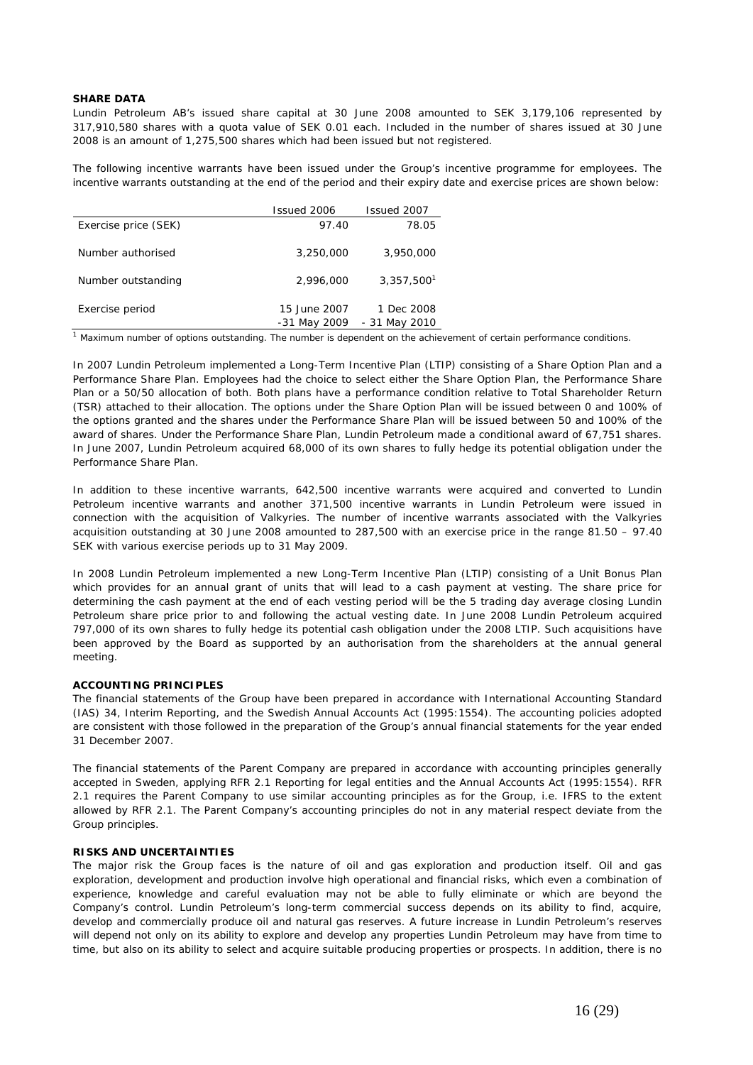**SHARE DATA**

Lundin Petroleum AB's issued share capital at 30 June 2008 amounted to SEK 3,179,106 represented by 317,910,580 shares with a quota value of SEK 0.01 each. Included in the number of shares issued at 30 June 2008 is an amount of 1,275,500 shares which had been issued but not registered.

The following incentive warrants have been issued under the Group's incentive programme for employees. The incentive warrants outstanding at the end of the period and their expiry date and exercise prices are shown below:

| | Issued 2006 | Issued 2007 |
|---|---|---|
| Exercise price (SEK) | 97.40 | 78.05 |
| Number authorised | 3,250,000 | 3,950,000 |
| Number outstanding | 2,996,000 | 3,357,500[1] |
| Exercise period | 15 June 2007 -31 May 2009 | 1 Dec 2008 - 31 May 2010 |

[1] Maximum number of options outstanding. The number is dependent on the achievement of certain performance conditions.

In 2007 Lundin Petroleum implemented a Long-Term Incentive Plan (LTIP) consisting of a Share Option Plan and a Performance Share Plan. Employees had the choice to select either the Share Option Plan, the Performance Share Plan or a 50/50 allocation of both. Both plans have a performance condition relative to Total Shareholder Return (TSR) attached to their allocation. The options under the Share Option Plan will be issued between 0 and 100% of the options granted and the shares under the Performance Share Plan will be issued between 50 and 100% of the award of shares. Under the Performance Share Plan, Lundin Petroleum made a conditional award of 67,751 shares. In June 2007, Lundin Petroleum acquired 68,000 of its own shares to fully hedge its potential obligation under the Performance Share Plan.

In addition to these incentive warrants, 642,500 incentive warrants were acquired and converted to Lundin Petroleum incentive warrants and another 371,500 incentive warrants in Lundin Petroleum were issued in connection with the acquisition of Valkyries. The number of incentive warrants associated with the Valkyries acquisition outstanding at 30 June 2008 amounted to 287,500 with an exercise price in the range 81.50 – 97.40 SEK with various exercise periods up to 31 May 2009.

In 2008 Lundin Petroleum implemented a new Long-Term Incentive Plan (LTIP) consisting of a Unit Bonus Plan which provides for an annual grant of units that will lead to a cash payment at vesting. The share price for determining the cash payment at the end of each vesting period will be the 5 trading day average closing Lundin Petroleum share price prior to and following the actual vesting date. In June 2008 Lundin Petroleum acquired 797,000 of its own shares to fully hedge its potential cash obligation under the 2008 LTIP. Such acquisitions have been approved by the Board as supported by an authorisation from the shareholders at the annual general meeting.

**ACCOUNTING PRINCIPLES**

The financial statements of the Group have been prepared in accordance with International Accounting Standard (IAS) 34, Interim Reporting, and the Swedish Annual Accounts Act (1995:1554). The accounting policies adopted are consistent with those followed in the preparation of the Group's annual financial statements for the year ended 31 December 2007.

The financial statements of the Parent Company are prepared in accordance with accounting principles generally accepted in Sweden, applying RFR 2.1 Reporting for legal entities and the Annual Accounts Act (1995:1554). RFR 2.1 requires the Parent Company to use similar accounting principles as for the Group, i.e. IFRS to the extent allowed by RFR 2.1. The Parent Company's accounting principles do not in any material respect deviate from the Group principles.

**RISKS AND UNCERTAINTIES**

The major risk the Group faces is the nature of oil and gas exploration and production itself. Oil and gas exploration, development and production involve high operational and financial risks, which even a combination of experience, knowledge and careful evaluation may not be able to fully eliminate or which are beyond the Company's control. Lundin Petroleum's long-term commercial success depends on its ability to find, acquire, develop and commercially produce oil and natural gas reserves. A future increase in Lundin Petroleum's reserves will depend not only on its ability to explore and develop any properties Lundin Petroleum may have from time to time, but also on its ability to select and acquire suitable producing properties or prospects. In addition, there is no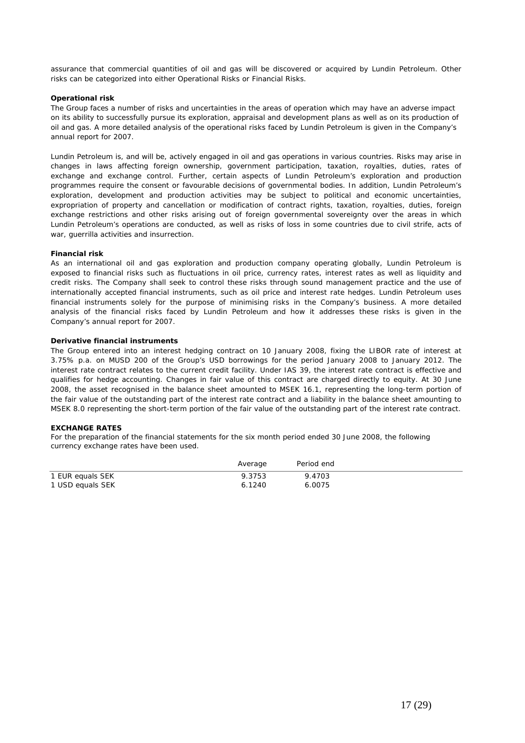assurance that commercial quantities of oil and gas will be discovered or acquired by Lundin Petroleum. Other risks can be categorized into either Operational Risks or Financial Risks.

**Operational risk**

The Group faces a number of risks and uncertainties in the areas of operation which may have an adverse impact on its ability to successfully pursue its exploration, appraisal and development plans as well as on its production of oil and gas. A more detailed analysis of the operational risks faced by Lundin Petroleum is given in the Company's annual report for 2007.

Lundin Petroleum is, and will be, actively engaged in oil and gas operations in various countries. Risks may arise in changes in laws affecting foreign ownership, government participation, taxation, royalties, duties, rates of exchange and exchange control. Further, certain aspects of Lundin Petroleum's exploration and production programmes require the consent or favourable decisions of governmental bodies. In addition, Lundin Petroleum's exploration, development and production activities may be subject to political and economic uncertainties, expropriation of property and cancellation or modification of contract rights, taxation, royalties, duties, foreign exchange restrictions and other risks arising out of foreign governmental sovereignty over the areas in which Lundin Petroleum's operations are conducted, as well as risks of loss in some countries due to civil strife, acts of war, guerrilla activities and insurrection.

**Financial risk**

As an international oil and gas exploration and production company operating globally, Lundin Petroleum is exposed to financial risks such as fluctuations in oil price, currency rates, interest rates as well as liquidity and credit risks. The Company shall seek to control these risks through sound management practice and the use of internationally accepted financial instruments, such as oil price and interest rate hedges. Lundin Petroleum uses financial instruments solely for the purpose of minimising risks in the Company's business. A more detailed analysis of the financial risks faced by Lundin Petroleum and how it addresses these risks is given in the Company's annual report for 2007.

**Derivative financial instruments**

The Group entered into an interest hedging contract on 10 January 2008, fixing the LIBOR rate of interest at 3.75% p.a. on MUSD 200 of the Group's USD borrowings for the period January 2008 to January 2012. The interest rate contract relates to the current credit facility. Under IAS 39, the interest rate contract is effective and qualifies for hedge accounting. Changes in fair value of this contract are charged directly to equity. At 30 June 2008, the asset recognised in the balance sheet amounted to MSEK 16.1, representing the long-term portion of the fair value of the outstanding part of the interest rate contract and a liability in the balance sheet amounting to MSEK 8.0 representing the short-term portion of the fair value of the outstanding part of the interest rate contract.

**EXCHANGE RATES**

For the preparation of the financial statements for the six month period ended 30 June 2008, the following currency exchange rates have been used.

| | Average | Period end |
|---|---|---|
| 1 EUR equals SEK | 9.3753 | 9.4703 |
| 1 USD equals SEK | 6.1240 | 6.0075 |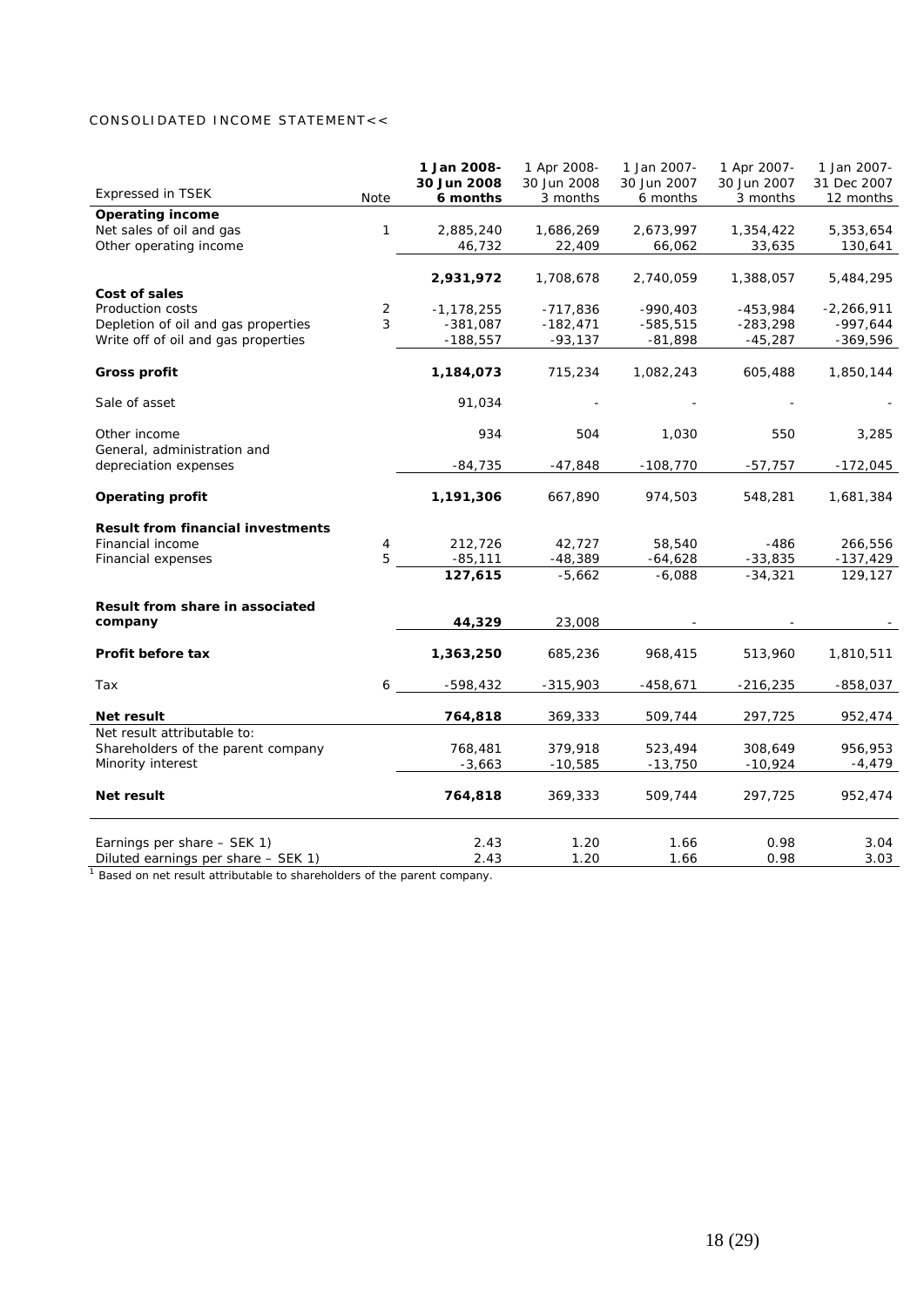CONSOLIDATED INCOME STATEMENT<<

| Expressed in TSEK | Note | 1 Jan 2008- 30 Jun 2008 6 months | 1 Apr 2008- 30 Jun 2008 3 months | 1 Jan 2007- 30 Jun 2007 6 months | 1 Apr 2007- 30 Jun 2007 3 months | 1 Jan 2007- 31 Dec 2007 12 months |
|---|---|---|---|---|---|---|
| **Operating income** | | | | | | |
| Net sales of oil and gas | 1 | 2,885,240 | 1,686,269 | 2,673,997 | 1,354,422 | 5,353,654 |
| Other operating income | | 46,732 | 22,409 | 66,062 | 33,635 | 130,641 |
| | | **2,931,972** | 1,708,678 | 2,740,059 | 1,388,057 | 5,484,295 |
| **Cost of sales** | | | | | | |
| Production costs | 2 | -1,178,255 | -717,836 | -990,403 | -453,984 | -2,266,911 |
| Depletion of oil and gas properties | 3 | -381,087 | -182,471 | -585,515 | -283,298 | -997,644 |
| Write off of oil and gas properties | | -188,557 | -93,137 | -81,898 | -45,287 | -369,596 |
| **Gross profit** | | **1,184,073** | 715,234 | 1,082,243 | 605,488 | 1,850,144 |
| Sale of asset | | 91,034 | - | - | - | - |
| Other income | | 934 | 504 | 1,030 | 550 | 3,285 |
| General, administration and depreciation expenses | | -84,735 | -47,848 | -108,770 | -57,757 | -172,045 |
| **Operating profit** | | **1,191,306** | 667,890 | 974,503 | 548,281 | 1,681,384 |
| **Result from financial investments** | | | | | | |
| Financial income | 4 | 212,726 | 42,727 | 58,540 | -486 | 266,556 |
| Financial expenses | 5 | -85,111 | -48,389 | -64,628 | -33,835 | -137,429 |
| | | **127,615** | -5,662 | -6,088 | -34,321 | 129,127 |
| **Result from share in associated company** | | **44,329** | 23,008 | - | - | - |
| **Profit before tax** | | **1,363,250** | 685,236 | 968,415 | 513,960 | 1,810,511 |
| Tax | 6 | -598,432 | -315,903 | -458,671 | -216,235 | -858,037 |
| **Net result** | | **764,818** | 369,333 | 509,744 | 297,725 | 952,474 |
| Net result attributable to: | | | | | | |
| Shareholders of the parent company | | 768,481 | 379,918 | 523,494 | 308,649 | 956,953 |
| Minority interest | | -3,663 | -10,585 | -13,750 | -10,924 | -4,479 |
| **Net result** | | **764,818** | 369,333 | 509,744 | 297,725 | 952,474 |
| Earnings per share – SEK 1) | | 2.43 | 1.20 | 1.66 | 0.98 | 3.04 |
| Diluted earnings per share – SEK 1) | | 2.43 | 1.20 | 1.66 | 0.98 | 3.03 |

[1] Based on net result attributable to shareholders of the parent company.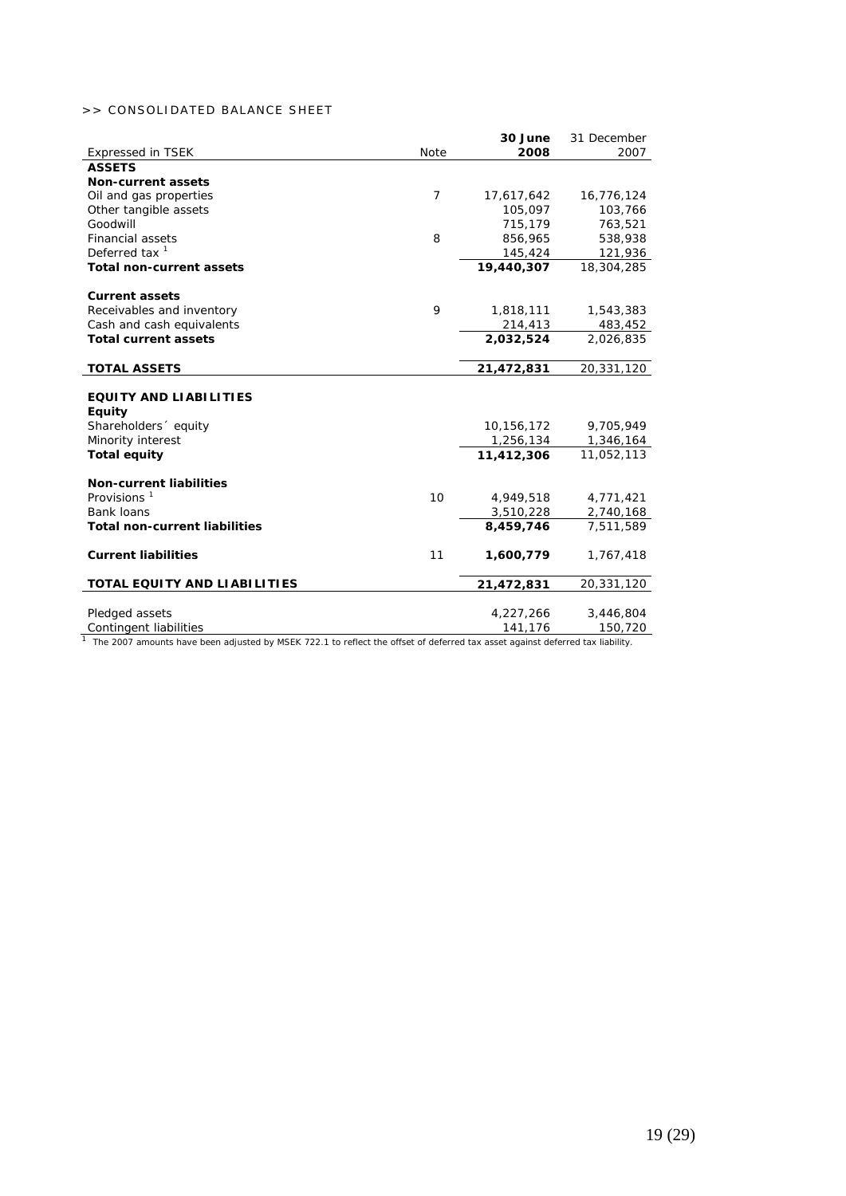>> CONSOLIDATED BALANCE SHEET

| Expressed in TSEK | Note | 30 June 2008 | 31 December 2007 |
|---|---|---|---|
| **ASSETS** | | | |
| **Non-current assets** | | | |
| Oil and gas properties | 7 | 17,617,642 | 16,776,124 |
| Other tangible assets | | 105,097 | 103,766 |
| Goodwill | | 715,179 | 763,521 |
| Financial assets | 8 | 856,965 | 538,938 |
| Deferred tax [1] | | 145,424 | 121,936 |
| **Total non-current assets** | | **19,440,307** | 18,304,285 |
| | | | |
| **Current assets** | | | |
| Receivables and inventory | 9 | 1,818,111 | 1,543,383 |
| Cash and cash equivalents | | 214,413 | 483,452 |
| **Total current assets** | | **2,032,524** | 2,026,835 |
| | | | |
| **TOTAL ASSETS** | | **21,472,831** | 20,331,120 |
| | | | |
| **EQUITY AND LIABILITIES** | | | |
| **Equity** | | | |
| Shareholders´ equity | | 10,156,172 | 9,705,949 |
| Minority interest | | 1,256,134 | 1,346,164 |
| **Total equity** | | **11,412,306** | 11,052,113 |
| | | | |
| **Non-current liabilities** | | | |
| Provisions [1] | 10 | 4,949,518 | 4,771,421 |
| Bank loans | | 3,510,228 | 2,740,168 |
| **Total non-current liabilities** | | **8,459,746** | 7,511,589 |
| | | | |
| **Current liabilities** | 11 | **1,600,779** | 1,767,418 |
| | | | |
| **TOTAL EQUITY AND LIABILITIES** | | **21,472,831** | 20,331,120 |
| | | | |
| Pledged assets | | 4,227,266 | 3,446,804 |
| Contingent liabilities | | 141,176 | 150,720 |

[1] The 2007 amounts have been adjusted by MSEK 722.1 to reflect the offset of deferred tax asset against deferred tax liability.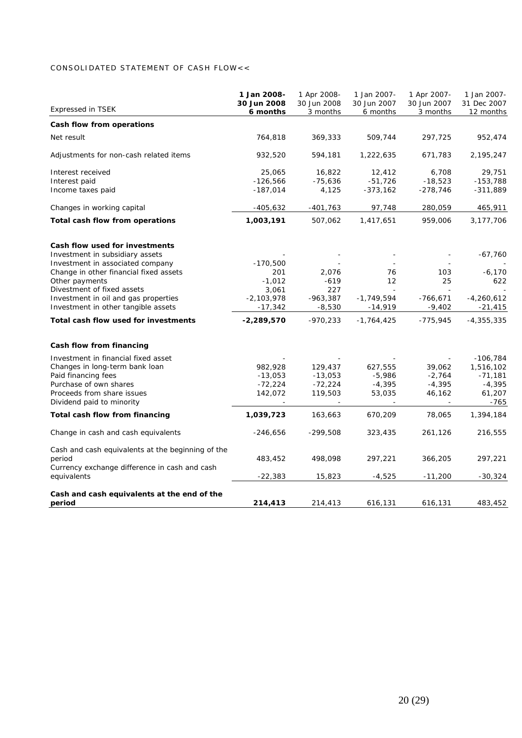CONSOLIDATED STATEMENT OF CASH FLOW<<

| Expressed in TSEK | **1 Jan 2008- 30 Jun 2008 6 months** | 1 Apr 2008- 30 Jun 2008 3 months | 1 Jan 2007- 30 Jun 2007 6 months | 1 Apr 2007- 30 Jun 2007 3 months | 1 Jan 2007- 31 Dec 2007 12 months |
|---|---|---|---|---|---|
| **Cash flow from operations** | | | | | |
| Net result | 764,818 | 369,333 | 509,744 | 297,725 | 952,474 |
| Adjustments for non-cash related items | 932,520 | 594,181 | 1,222,635 | 671,783 | 2,195,247 |
| Interest received | 25,065 | 16,822 | 12,412 | 6,708 | 29,751 |
| Interest paid | -126,566 | -75,636 | -51,726 | -18,523 | -153,788 |
| Income taxes paid | -187,014 | 4,125 | -373,162 | -278,746 | -311,889 |
| Changes in working capital | -405,632 | -401,763 | 97,748 | 280,059 | 465,911 |
| **Total cash flow from operations** | **1,003,191** | 507,062 | 1,417,651 | 959,006 | 3,177,706 |
| **Cash flow used for investments** | | | | | |
| Investment in subsidiary assets | - | - | - | - | -67,760 |
| Investment in associated company | -170,500 | - | - | - | - |
| Change in other financial fixed assets | 201 | 2,076 | 76 | 103 | -6,170 |
| Other payments | -1,012 | -619 | 12 | 25 | 622 |
| Divestment of fixed assets | 3,061 | 227 | - | - | - |
| Investment in oil and gas properties | -2,103,978 | -963,387 | -1,749,594 | -766,671 | -4,260,612 |
| Investment in other tangible assets | -17,342 | -8,530 | -14,919 | -9,402 | -21,415 |
| **Total cash flow used for investments** | **-2,289,570** | -970,233 | -1,764,425 | -775,945 | -4,355,335 |
| **Cash flow from financing** | | | | | |
| Investment in financial fixed asset | - | - | - | - | -106,784 |
| Changes in long-term bank loan | 982,928 | 129,437 | 627,555 | 39,062 | 1,516,102 |
| Paid financing fees | -13,053 | -13,053 | -5,986 | -2,764 | -71,181 |
| Purchase of own shares | -72,224 | -72,224 | -4,395 | -4,395 | -4,395 |
| Proceeds from share issues | 142,072 | 119,503 | 53,035 | 46,162 | 61,207 |
| Dividend paid to minority | - | - | - | - | -765 |
| **Total cash flow from financing** | **1,039,723** | 163,663 | 670,209 | 78,065 | 1,394,184 |
| Change in cash and cash equivalents | -246,656 | -299,508 | 323,435 | 261,126 | 216,555 |
| Cash and cash equivalents at the beginning of the period | 483,452 | 498,098 | 297,221 | 366,205 | 297,221 |
| Currency exchange difference in cash and cash equivalents | -22,383 | 15,823 | -4,525 | -11,200 | -30,324 |
| **Cash and cash equivalents at the end of the period** | **214,413** | 214,413 | 616,131 | 616,131 | 483,452 |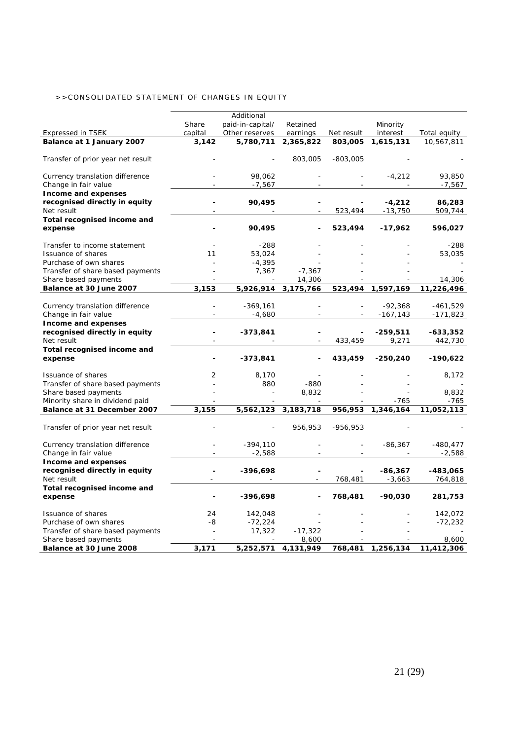>>CONSOLIDATED STATEMENT OF CHANGES IN EQUITY

| Expressed in TSEK | Share capital | Additional paid-in-capital/ Other reserves | Retained earnings | Net result | Minority interest | Total equity |
|---|---|---|---|---|---|---|
| **Balance at 1 January 2007** | **3,142** | **5,780,711** | **2,365,822** | **803,005** | **1,615,131** | 10,567,811 |
| Transfer of prior year net result | - | - | 803,005 | -803,005 | - | - |
| Currency translation difference | - | 98,062 | - | - | -4,212 | 93,850 |
| Change in fair value | - | -7,567 | - | - | - | -7,567 |
| **Income and expenses recognised directly in equity** | **-** | **90,495** | **-** | **-** | **-4,212** | **86,283** |
| Net result | - | - | - | 523,494 | -13,750 | 509,744 |
| **Total recognised income and expense** | **-** | **90,495** | **-** | **523,494** | **-17,962** | **596,027** |
| Transfer to income statement | - | -288 | - | - | - | -288 |
| Issuance of shares | 11 | 53,024 | - | - | - | 53,035 |
| Purchase of own shares | - | -4,395 | - | - | - | - |
| Transfer of share based payments | - | 7,367 | -7,367 | - | - | - |
| Share based payments | - | - | 14,306 | - | - | 14,306 |
| **Balance at 30 June 2007** | **3,153** | **5,926,914** | **3,175,766** | **523,494** | **1,597,169** | **11,226,496** |
| Currency translation difference | - | -369,161 | - | - | -92,368 | -461,529 |
| Change in fair value | - | -4,680 | - | - | -167,143 | -171,823 |
| **Income and expenses recognised directly in equity** | **-** | **-373,841** | **-** | **-** | **-259,511** | **-633,352** |
| Net result | - | - | - | 433,459 | 9,271 | 442,730 |
| **Total recognised income and expense** | **-** | **-373,841** | **-** | **433,459** | **-250,240** | **-190,622** |
| Issuance of shares | 2 | 8,170 | - | - | - | 8,172 |
| Transfer of share based payments | - | 880 | -880 | - | - | - |
| Share based payments | - | - | 8,832 | - | - | 8,832 |
| Minority share in dividend paid | - | - | - | - | -765 | -765 |
| **Balance at 31 December 2007** | **3,155** | **5,562,123** | **3,183,718** | **956,953** | **1,346,164** | **11,052,113** |
| Transfer of prior year net result | - | - | 956,953 | -956,953 | - | - |
| Currency translation difference | - | -394,110 | - | - | -86,367 | -480,477 |
| Change in fair value | - | -2,588 | - | - | - | -2,588 |
| **Income and expenses recognised directly in equity** | **-** | **-396,698** | **-** | **-** | **-86,367** | **-483,065** |
| Net result | - | - | - | 768,481 | -3,663 | 764,818 |
| **Total recognised income and expense** | **-** | **-396,698** | **-** | **768,481** | **-90,030** | **281,753** |
| Issuance of shares | 24 | 142,048 | - | - | - | 142,072 |
| Purchase of own shares | -8 | -72,224 | - | - | - | -72,232 |
| Transfer of share based payments | - | 17,322 | -17,322 | - | - | - |
| Share based payments | - | - | 8,600 | - | - | 8,600 |
| **Balance at 30 June 2008** | **3,171** | **5,252,571** | **4,131,949** | **768,481** | **1,256,134** | **11,412,306** |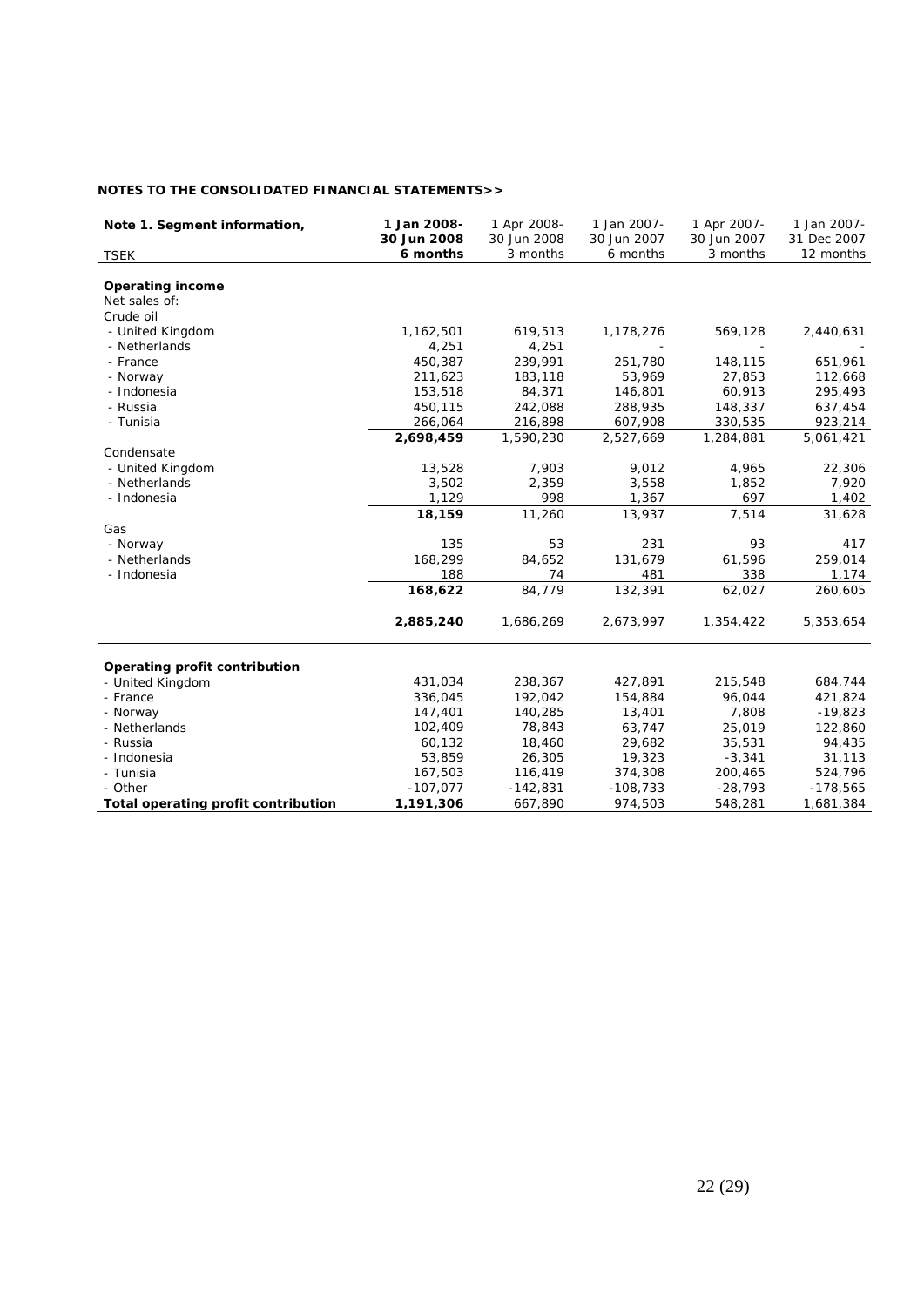**NOTES TO THE CONSOLIDATED FINANCIAL STATEMENTS>>**

| **Note 1. Segment information,** TSEK | **1 Jan 2008- 30 Jun 2008 6 months** | 1 Apr 2008- 30 Jun 2008 3 months | 1 Jan 2007- 30 Jun 2007 6 months | 1 Apr 2007- 30 Jun 2007 3 months | 1 Jan 2007- 31 Dec 2007 12 months |
|---|---|---|---|---|---|
| **Operating income** | | | | | |
| Net sales of: | | | | | |
| Crude oil | | | | | |
| - United Kingdom | 1,162,501 | 619,513 | 1,178,276 | 569,128 | 2,440,631 |
| - Netherlands | 4,251 | 4,251 | - | - | - |
| - France | 450,387 | 239,991 | 251,780 | 148,115 | 651,961 |
| - Norway | 211,623 | 183,118 | 53,969 | 27,853 | 112,668 |
| - Indonesia | 153,518 | 84,371 | 146,801 | 60,913 | 295,493 |
| - Russia | 450,115 | 242,088 | 288,935 | 148,337 | 637,454 |
| - Tunisia | 266,064 | 216,898 | 607,908 | 330,535 | 923,214 |
| | **2,698,459** | 1,590,230 | 2,527,669 | 1,284,881 | 5,061,421 |
| Condensate | | | | | |
| - United Kingdom | 13,528 | 7,903 | 9,012 | 4,965 | 22,306 |
| - Netherlands | 3,502 | 2,359 | 3,558 | 1,852 | 7,920 |
| - Indonesia | 1,129 | 998 | 1,367 | 697 | 1,402 |
| | **18,159** | 11,260 | 13,937 | 7,514 | 31,628 |
| Gas | | | | | |
| - Norway | 135 | 53 | 231 | 93 | 417 |
| - Netherlands | 168,299 | 84,652 | 131,679 | 61,596 | 259,014 |
| - Indonesia | 188 | 74 | 481 | 338 | 1,174 |
| | **168,622** | 84,779 | 132,391 | 62,027 | 260,605 |
| | **2,885,240** | 1,686,269 | 2,673,997 | 1,354,422 | 5,353,654 |
| **Operating profit contribution** | | | | | |
| - United Kingdom | 431,034 | 238,367 | 427,891 | 215,548 | 684,744 |
| - France | 336,045 | 192,042 | 154,884 | 96,044 | 421,824 |
| - Norway | 147,401 | 140,285 | 13,401 | 7,808 | -19,823 |
| - Netherlands | 102,409 | 78,843 | 63,747 | 25,019 | 122,860 |
| - Russia | 60,132 | 18,460 | 29,682 | 35,531 | 94,435 |
| - Indonesia | 53,859 | 26,305 | 19,323 | -3,341 | 31,113 |
| - Tunisia | 167,503 | 116,419 | 374,308 | 200,465 | 524,796 |
| - Other | -107,077 | -142,831 | -108,733 | -28,793 | -178,565 |
| **Total operating profit contribution** | **1,191,306** | 667,890 | 974,503 | 548,281 | 1,681,384 |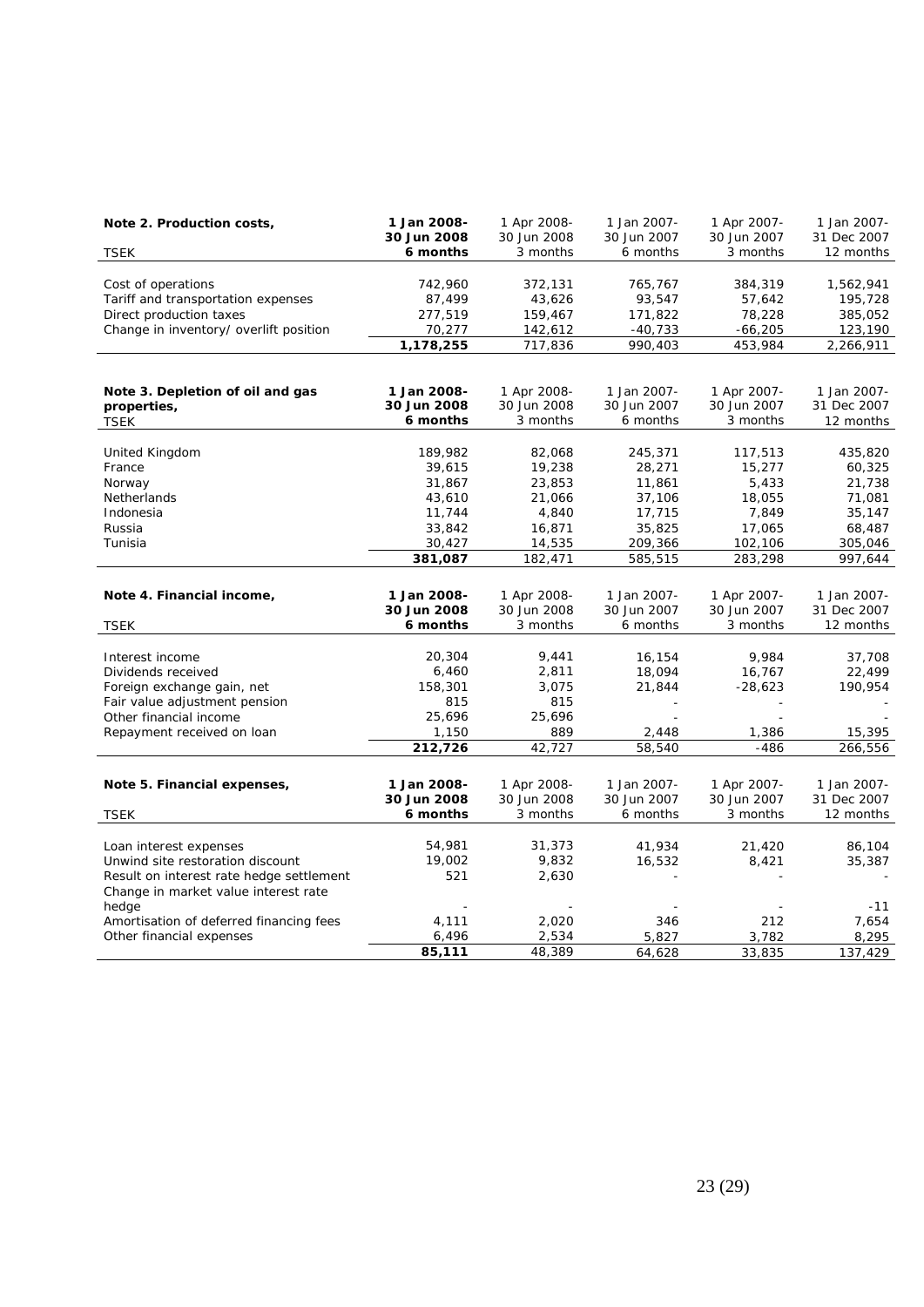| Note 2. Production costs, TSEK | 1 Jan 2008- 30 Jun 2008 6 months | 1 Apr 2008- 30 Jun 2008 3 months | 1 Jan 2007- 30 Jun 2007 6 months | 1 Apr 2007- 30 Jun 2007 3 months | 1 Jan 2007- 31 Dec 2007 12 months |
|---|---|---|---|---|---|
| Cost of operations | 742,960 | 372,131 | 765,767 | 384,319 | 1,562,941 |
| Tariff and transportation expenses | 87,499 | 43,626 | 93,547 | 57,642 | 195,728 |
| Direct production taxes | 277,519 | 159,467 | 171,822 | 78,228 | 385,052 |
| Change in inventory/ overlift position | 70,277 | 142,612 | -40,733 | -66,205 | 123,190 |
| | **1,178,255** | 717,836 | 990,403 | 453,984 | 2,266,911 |

| Note 3. Depletion of oil and gas properties, TSEK | 1 Jan 2008- 30 Jun 2008 6 months | 1 Apr 2008- 30 Jun 2008 3 months | 1 Jan 2007- 30 Jun 2007 6 months | 1 Apr 2007- 30 Jun 2007 3 months | 1 Jan 2007- 31 Dec 2007 12 months |
|---|---|---|---|---|---|
| United Kingdom | 189,982 | 82,068 | 245,371 | 117,513 | 435,820 |
| France | 39,615 | 19,238 | 28,271 | 15,277 | 60,325 |
| Norway | 31,867 | 23,853 | 11,861 | 5,433 | 21,738 |
| Netherlands | 43,610 | 21,066 | 37,106 | 18,055 | 71,081 |
| Indonesia | 11,744 | 4,840 | 17,715 | 7,849 | 35,147 |
| Russia | 33,842 | 16,871 | 35,825 | 17,065 | 68,487 |
| Tunisia | 30,427 | 14,535 | 209,366 | 102,106 | 305,046 |
| | **381,087** | 182,471 | 585,515 | 283,298 | 997,644 |

| Note 4. Financial income, TSEK | 1 Jan 2008- 30 Jun 2008 6 months | 1 Apr 2008- 30 Jun 2008 3 months | 1 Jan 2007- 30 Jun 2007 6 months | 1 Apr 2007- 30 Jun 2007 3 months | 1 Jan 2007- 31 Dec 2007 12 months |
|---|---|---|---|---|---|
| Interest income | 20,304 | 9,441 | 16,154 | 9,984 | 37,708 |
| Dividends received | 6,460 | 2,811 | 18,094 | 16,767 | 22,499 |
| Foreign exchange gain, net | 158,301 | 3,075 | 21,844 | -28,623 | 190,954 |
| Fair value adjustment pension | 815 | 815 | - | - | - |
| Other financial income | 25,696 | 25,696 | - | - | - |
| Repayment received on loan | 1,150 | 889 | 2,448 | 1,386 | 15,395 |
| | **212,726** | 42,727 | 58,540 | -486 | 266,556 |

| Note 5. Financial expenses, TSEK | 1 Jan 2008- 30 Jun 2008 6 months | 1 Apr 2008- 30 Jun 2008 3 months | 1 Jan 2007- 30 Jun 2007 6 months | 1 Apr 2007- 30 Jun 2007 3 months | 1 Jan 2007- 31 Dec 2007 12 months |
|---|---|---|---|---|---|
| Loan interest expenses | 54,981 | 31,373 | 41,934 | 21,420 | 86,104 |
| Unwind site restoration discount | 19,002 | 9,832 | 16,532 | 8,421 | 35,387 |
| Result on interest rate hedge settlement | 521 | 2,630 | - | - | - |
| Change in market value interest rate hedge | - | - | - | - | -11 |
| Amortisation of deferred financing fees | 4,111 | 2,020 | 346 | 212 | 7,654 |
| Other financial expenses | 6,496 | 2,534 | 5,827 | 3,782 | 8,295 |
| | **85,111** | 48,389 | 64,628 | 33,835 | 137,429 |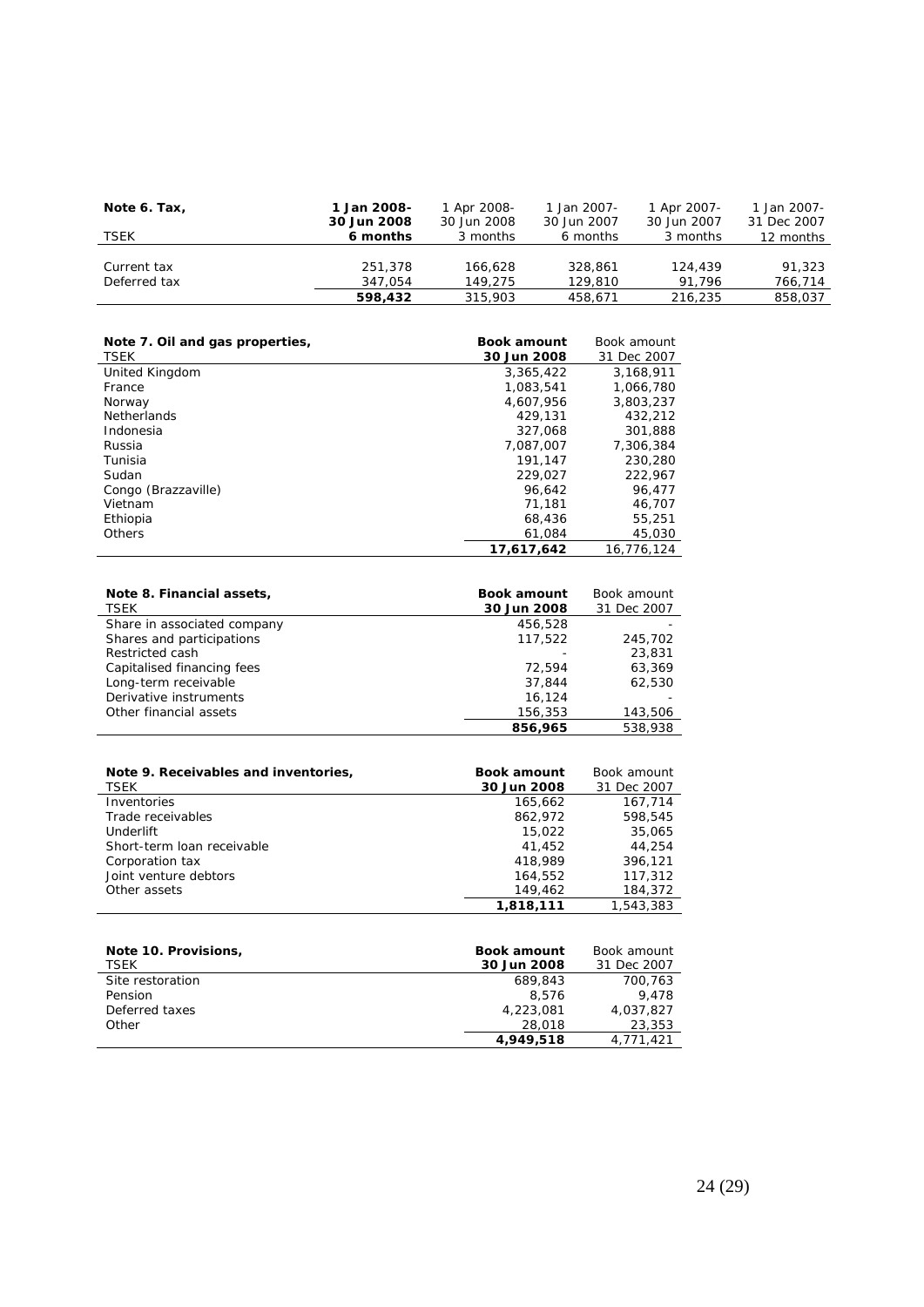| **Note 6. Tax,** | **1 Jan 2008-** | 1 Apr 2008- | 1 Jan 2007- | 1 Apr 2007- | 1 Jan 2007- |
|---|---|---|---|---|---|
| TSEK | **30 Jun 2008 6 months** | 30 Jun 2008 3 months | 30 Jun 2007 6 months | 30 Jun 2007 3 months | 31 Dec 2007 12 months |
| Current tax | 251,378 | 166,628 | 328,861 | 124,439 | 91,323 |
| Deferred tax | 347,054 | 149,275 | 129,810 | 91,796 | 766,714 |
| | **598,432** | 315,903 | 458,671 | 216,235 | 858,037 |

| **Note 7. Oil and gas properties,** TSEK | **Book amount 30 Jun 2008** | Book amount 31 Dec 2007 |
|---|---|---|
| United Kingdom | 3,365,422 | 3,168,911 |
| France | 1,083,541 | 1,066,780 |
| Norway | 4,607,956 | 3,803,237 |
| Netherlands | 429,131 | 432,212 |
| Indonesia | 327,068 | 301,888 |
| Russia | 7,087,007 | 7,306,384 |
| Tunisia | 191,147 | 230,280 |
| Sudan | 229,027 | 222,967 |
| Congo (Brazzaville) | 96,642 | 96,477 |
| Vietnam | 71,181 | 46,707 |
| Ethiopia | 68,436 | 55,251 |
| Others | 61,084 | 45,030 |
| | **17,617,642** | 16,776,124 |

| **Note 8. Financial assets,** TSEK | **Book amount 30 Jun 2008** | Book amount 31 Dec 2007 |
|---|---|---|
| Share in associated company | 456,528 | - |
| Shares and participations | 117,522 | 245,702 |
| Restricted cash | - | 23,831 |
| Capitalised financing fees | 72,594 | 63,369 |
| Long-term receivable | 37,844 | 62,530 |
| Derivative instruments | 16,124 | - |
| Other financial assets | 156,353 | 143,506 |
| | **856,965** | 538,938 |

| **Note 9. Receivables and inventories,** TSEK | **Book amount 30 Jun 2008** | Book amount 31 Dec 2007 |
|---|---|---|
| Inventories | 165,662 | 167,714 |
| Trade receivables | 862,972 | 598,545 |
| Underlift | 15,022 | 35,065 |
| Short-term loan receivable | 41,452 | 44,254 |
| Corporation tax | 418,989 | 396,121 |
| Joint venture debtors | 164,552 | 117,312 |
| Other assets | 149,462 | 184,372 |
| | **1,818,111** | 1,543,383 |

| **Note 10. Provisions,** TSEK | **Book amount 30 Jun 2008** | Book amount 31 Dec 2007 |
|---|---|---|
| Site restoration | 689,843 | 700,763 |
| Pension | 8,576 | 9,478 |
| Deferred taxes | 4,223,081 | 4,037,827 |
| Other | 28,018 | 23,353 |
| | **4,949,518** | 4,771,421 |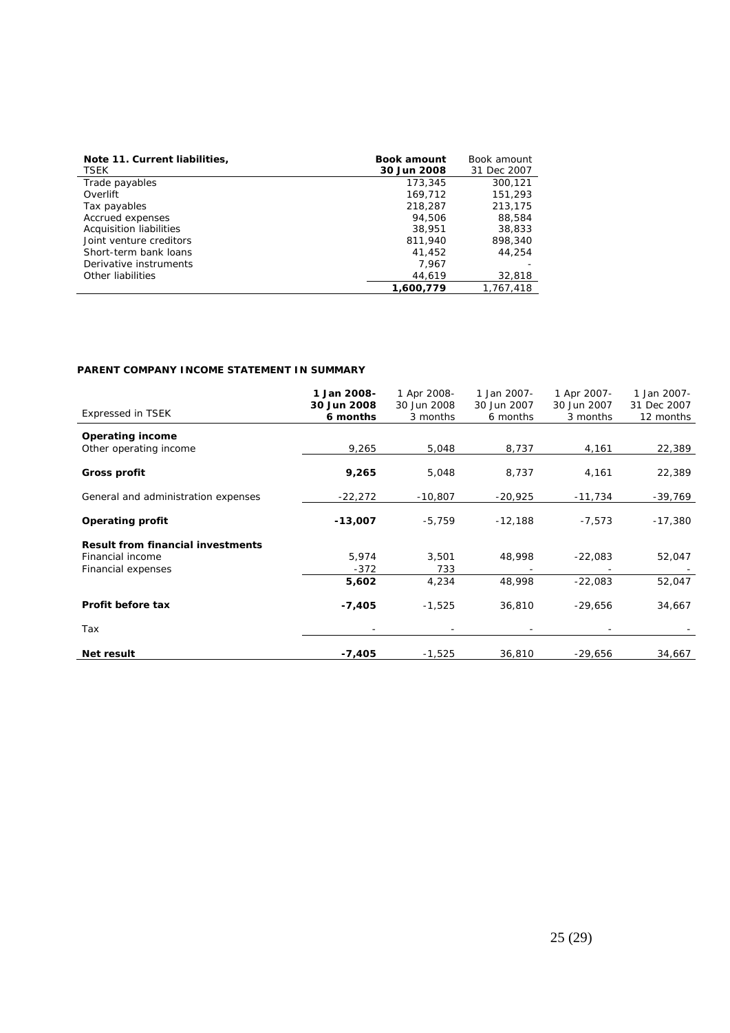| Note 11. Current liabilities, TSEK | Book amount 30 Jun 2008 | Book amount 31 Dec 2007 |
|---|---|---|
| Trade payables | 173,345 | 300,121 |
| Overlift | 169,712 | 151,293 |
| Tax payables | 218,287 | 213,175 |
| Accrued expenses | 94,506 | 88,584 |
| Acquisition liabilities | 38,951 | 38,833 |
| Joint venture creditors | 811,940 | 898,340 |
| Short-term bank loans | 41,452 | 44,254 |
| Derivative instruments | 7,967 | - |
| Other liabilities | 44,619 | 32,818 |
| | **1,600,779** | 1,767,418 |

**PARENT COMPANY INCOME STATEMENT IN SUMMARY**

| Expressed in TSEK | 1 Jan 2008- 30 Jun 2008 6 months | 1 Apr 2008- 30 Jun 2008 3 months | 1 Jan 2007- 30 Jun 2007 6 months | 1 Apr 2007- 30 Jun 2007 3 months | 1 Jan 2007- 31 Dec 2007 12 months |
|---|---|---|---|---|---|
| **Operating income** | | | | | |
| Other operating income | 9,265 | 5,048 | 8,737 | 4,161 | 22,389 |
| **Gross profit** | **9,265** | 5,048 | 8,737 | 4,161 | 22,389 |
| General and administration expenses | -22,272 | -10,807 | -20,925 | -11,734 | -39,769 |
| **Operating profit** | **-13,007** | -5,759 | -12,188 | -7,573 | -17,380 |
| **Result from financial investments** | | | | | |
| Financial income | 5,974 | 3,501 | 48,998 | -22,083 | 52,047 |
| Financial expenses | -372 | 733 | - | - | - |
| | **5,602** | 4,234 | 48,998 | -22,083 | 52,047 |
| **Profit before tax** | **-7,405** | -1,525 | 36,810 | -29,656 | 34,667 |
| Tax | - | - | - | - | - |
| **Net result** | **-7,405** | -1,525 | 36,810 | -29,656 | 34,667 |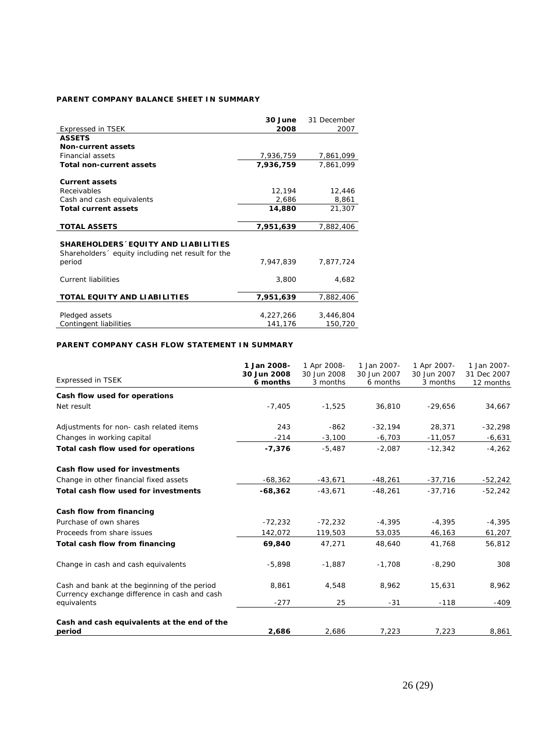**PARENT COMPANY BALANCE SHEET IN SUMMARY**

| Expressed in TSEK | 30 June 2008 | 31 December 2007 |
|---|---|---|
| **ASSETS** | | |
| **Non-current assets** | | |
| Financial assets | 7,936,759 | 7,861,099 |
| **Total non-current assets** | **7,936,759** | 7,861,099 |
| | | |
| **Current assets** | | |
| Receivables | 12,194 | 12,446 |
| Cash and cash equivalents | 2,686 | 8,861 |
| **Total current assets** | **14,880** | 21,307 |
| | | |
| **TOTAL ASSETS** | **7,951,639** | 7,882,406 |
| | | |
| **SHAREHOLDERS´ EQUITY AND LIABILITIES** | | |
| Shareholders´ equity including net result for the period | 7,947,839 | 7,877,724 |
| | | |
| Current liabilities | 3,800 | 4,682 |
| | | |
| **TOTAL EQUITY AND LIABILITIES** | **7,951,639** | 7,882,406 |
| | | |
| Pledged assets | 4,227,266 | 3,446,804 |
| Contingent liabilities | 141,176 | 150,720 |

**PARENT COMPANY CASH FLOW STATEMENT IN SUMMARY**

| Expressed in TSEK | 1 Jan 2008-30 Jun 2008 6 months | 1 Apr 2008-30 Jun 2008 3 months | 1 Jan 2007-30 Jun 2007 6 months | 1 Apr 2007-30 Jun 2007 3 months | 1 Jan 2007-31 Dec 2007 12 months |
|---|---|---|---|---|---|
| **Cash flow used for operations** | | | | | |
| Net result | -7,405 | -1,525 | 36,810 | -29,656 | 34,667 |
| | | | | | |
| Adjustments for non- cash related items | 243 | -862 | -32,194 | 28,371 | -32,298 |
| Changes in working capital | -214 | -3,100 | -6,703 | -11,057 | -6,631 |
| **Total cash flow used for operations** | **-7,376** | -5,487 | -2,087 | -12,342 | -4,262 |
| | | | | | |
| **Cash flow used for investments** | | | | | |
| Change in other financial fixed assets | -68,362 | -43,671 | -48,261 | -37,716 | -52,242 |
| **Total cash flow used for investments** | **-68,362** | -43,671 | -48,261 | -37,716 | -52,242 |
| | | | | | |
| **Cash flow from financing** | | | | | |
| Purchase of own shares | -72,232 | -72,232 | -4,395 | -4,395 | -4,395 |
| Proceeds from share issues | 142,072 | 119,503 | 53,035 | 46,163 | 61,207 |
| **Total cash flow from financing** | **69,840** | 47,271 | 48,640 | 41,768 | 56,812 |
| | | | | | |
| Change in cash and cash equivalents | -5,898 | -1,887 | -1,708 | -8,290 | 308 |
| | | | | | |
| Cash and bank at the beginning of the period | 8,861 | 4,548 | 8,962 | 15,631 | 8,962 |
| Currency exchange difference in cash and cash equivalents | -277 | 25 | -31 | -118 | -409 |
| | | | | | |
| **Cash and cash equivalents at the end of the period** | **2,686** | 2,686 | 7,223 | 7,223 | 8,861 |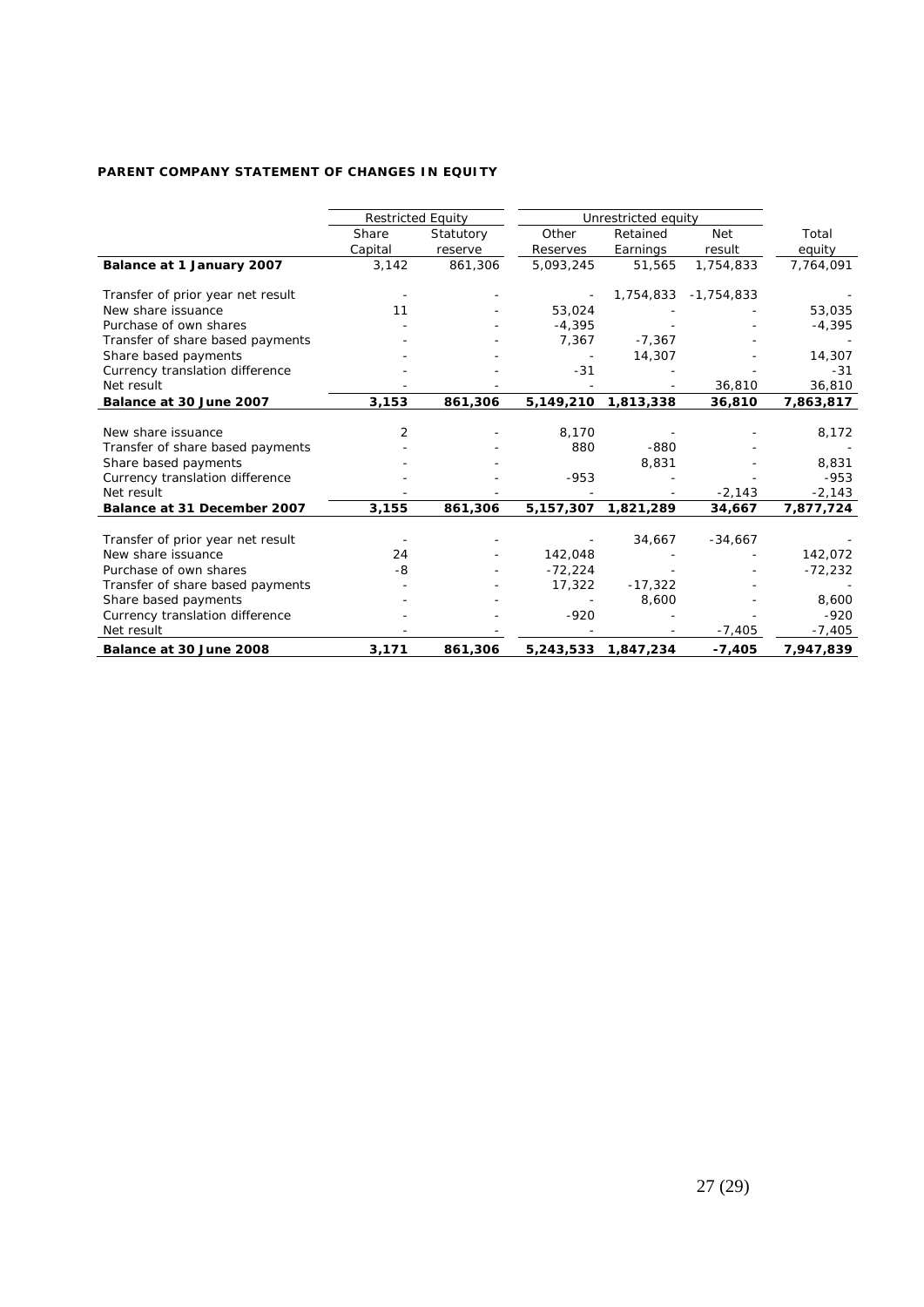**PARENT COMPANY STATEMENT OF CHANGES IN EQUITY**

| | Restricted Equity | | Unrestricted equity | | | |
|---|---|---|---|---|---|---|
| | Share Capital | Statutory reserve | Other Reserves | Retained Earnings | Net result | Total equity |
| **Balance at 1 January 2007** | 3,142 | 861,306 | 5,093,245 | 51,565 | 1,754,833 | 7,764,091 |
| Transfer of prior year net result | - | - | - | 1,754,833 | -1,754,833 | - |
| New share issuance | 11 | - | 53,024 | - | - | 53,035 |
| Purchase of own shares | - | - | -4,395 | - | - | -4,395 |
| Transfer of share based payments | - | - | 7,367 | -7,367 | - | - |
| Share based payments | - | - | - | 14,307 | - | 14,307 |
| Currency translation difference | - | - | -31 | - | - | -31 |
| Net result | - | - | - | - | 36,810 | 36,810 |
| **Balance at 30 June 2007** | **3,153** | **861,306** | **5,149,210** | **1,813,338** | **36,810** | **7,863,817** |
| New share issuance | 2 | - | 8,170 | - | - | 8,172 |
| Transfer of share based payments | - | - | 880 | -880 | - | - |
| Share based payments | - | - | | 8,831 | - | 8,831 |
| Currency translation difference | - | - | -953 | - | - | -953 |
| Net result | - | - | - | - | -2,143 | -2,143 |
| **Balance at 31 December 2007** | **3,155** | **861,306** | **5,157,307** | **1,821,289** | **34,667** | **7,877,724** |
| Transfer of prior year net result | - | - | - | 34,667 | -34,667 | - |
| New share issuance | 24 | - | 142,048 | - | - | 142,072 |
| Purchase of own shares | -8 | - | -72,224 | - | - | -72,232 |
| Transfer of share based payments | - | - | 17,322 | -17,322 | - | - |
| Share based payments | - | - | - | 8,600 | - | 8,600 |
| Currency translation difference | - | - | -920 | - | - | -920 |
| Net result | - | - | - | - | -7,405 | -7,405 |
| **Balance at 30 June 2008** | **3,171** | **861,306** | **5,243,533** | **1,847,234** | **-7,405** | **7,947,839** |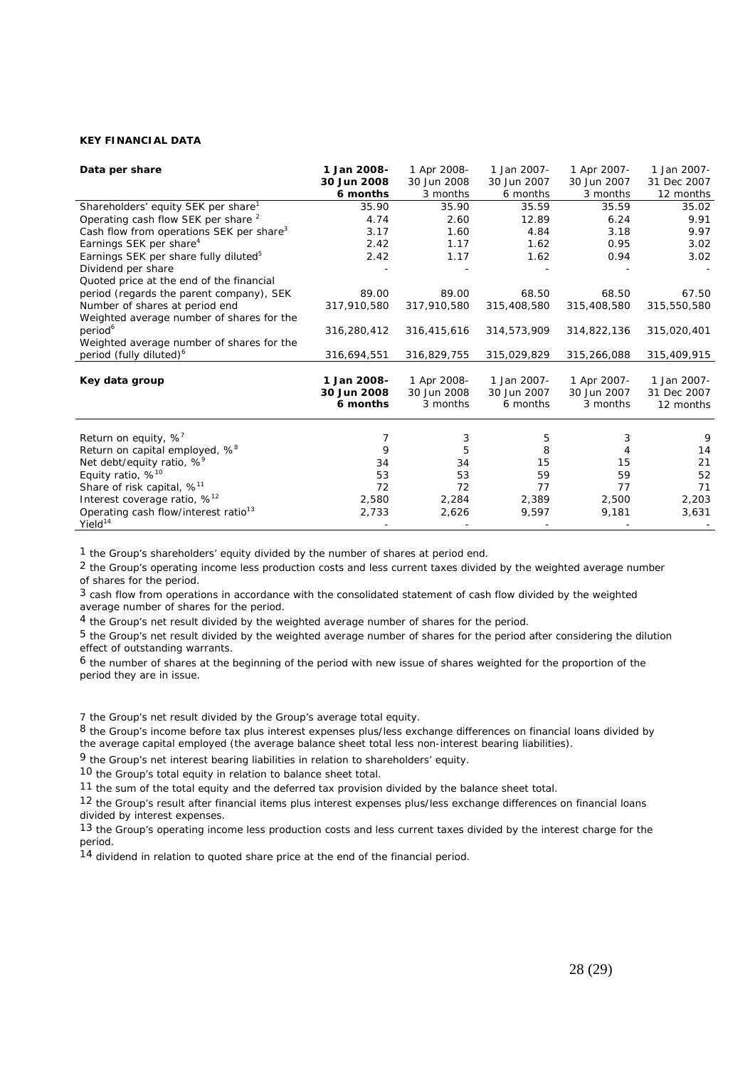**KEY FINANCIAL DATA**

| Data per share | 1 Jan 2008-30 Jun 2008 6 months | 1 Apr 2008-30 Jun 2008 3 months | 1 Jan 2007-30 Jun 2007 6 months | 1 Apr 2007-30 Jun 2007 3 months | 1 Jan 2007-31 Dec 2007 12 months |
|---|---|---|---|---|---|
| Shareholders' equity SEK per share[1] | 35.90 | 35.90 | 35.59 | 35.59 | 35.02 |
| Operating cash flow SEK per share [2] | 4.74 | 2.60 | 12.89 | 6.24 | 9.91 |
| Cash flow from operations SEK per share[3] | 3.17 | 1.60 | 4.84 | 3.18 | 9.97 |
| Earnings SEK per share[4] | 2.42 | 1.17 | 1.62 | 0.95 | 3.02 |
| Earnings SEK per share fully diluted[5] | 2.42 | 1.17 | 1.62 | 0.94 | 3.02 |
| Dividend per share | - | - | - | - | - |
| Quoted price at the end of the financial period (regards the parent company), SEK | 89.00 | 89.00 | 68.50 | 68.50 | 67.50 |
| Number of shares at period end | 317,910,580 | 317,910,580 | 315,408,580 | 315,408,580 | 315,550,580 |
| Weighted average number of shares for the period[6] | 316,280,412 | 316,415,616 | 314,573,909 | 314,822,136 | 315,020,401 |
| Weighted average number of shares for the period (fully diluted)[6] | 316,694,551 | 316,829,755 | 315,029,829 | 315,266,088 | 315,409,915 |

| Key data group | 1 Jan 2008-30 Jun 2008 6 months | 1 Apr 2008-30 Jun 2008 3 months | 1 Jan 2007-30 Jun 2007 6 months | 1 Apr 2007-30 Jun 2007 3 months | 1 Jan 2007-31 Dec 2007 12 months |
|---|---|---|---|---|---|
| Return on equity, %[7] | 7 | 3 | 5 | 3 | 9 |
| Return on capital employed, %[8] | 9 | 5 | 8 | 4 | 14 |
| Net debt/equity ratio, %[9] | 34 | 34 | 15 | 15 | 21 |
| Equity ratio, %[10] | 53 | 53 | 59 | 59 | 52 |
| Share of risk capital, %[11] | 72 | 72 | 77 | 77 | 71 |
| Interest coverage ratio, %[12] | 2,580 | 2,284 | 2,389 | 2,500 | 2,203 |
| Operating cash flow/interest ratio[13] | 2,733 | 2,626 | 9,597 | 9,181 | 3,631 |
| Yield[14] | - | - | - | - | - |

1 the Group's shareholders' equity divided by the number of shares at period end.

2 the Group's operating income less production costs and less current taxes divided by the weighted average number of shares for the period.

3 cash flow from operations in accordance with the consolidated statement of cash flow divided by the weighted average number of shares for the period.

4 the Group's net result divided by the weighted average number of shares for the period.

5 the Group's net result divided by the weighted average number of shares for the period after considering the dilution effect of outstanding warrants.

6 the number of shares at the beginning of the period with new issue of shares weighted for the proportion of the period they are in issue.

7 the Group's net result divided by the Group's average total equity.

8 the Group's income before tax plus interest expenses plus/less exchange differences on financial loans divided by the average capital employed (the average balance sheet total less non-interest bearing liabilities).

9 the Group's net interest bearing liabilities in relation to shareholders' equity.

10 the Group's total equity in relation to balance sheet total.

11 the sum of the total equity and the deferred tax provision divided by the balance sheet total.

12 the Group's result after financial items plus interest expenses plus/less exchange differences on financial loans divided by interest expenses.

13 the Group's operating income less production costs and less current taxes divided by the interest charge for the period.

14 dividend in relation to quoted share price at the end of the financial period.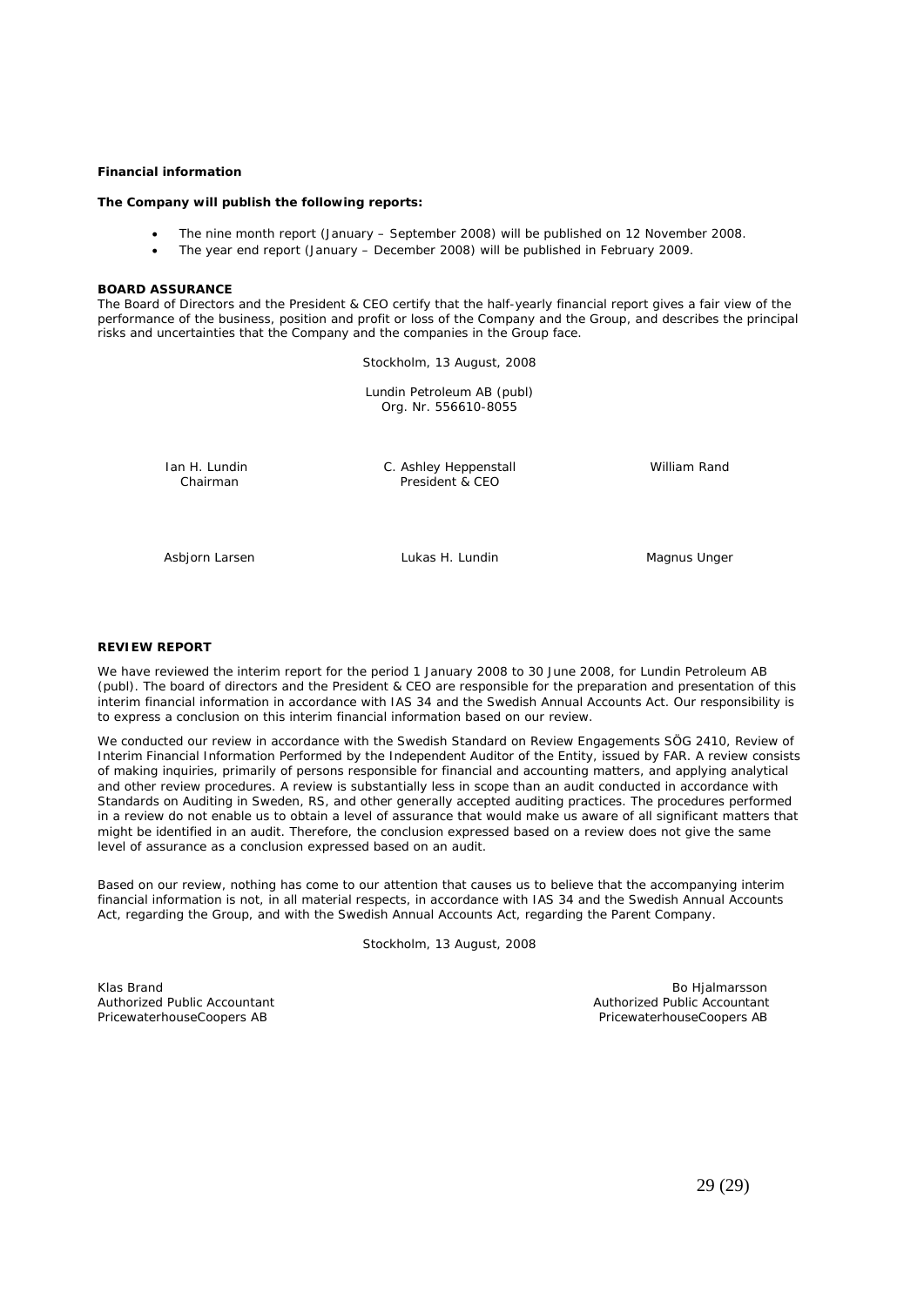**Financial information**

**The Company will publish the following reports:**

- The nine month report (January – September 2008) will be published on 12 November 2008.
- The year end report (January – December 2008) will be published in February 2009.

**BOARD ASSURANCE**

The Board of Directors and the President & CEO certify that the half-yearly financial report gives a fair view of the performance of the business, position and profit or loss of the Company and the Group, and describes the principal risks and uncertainties that the Company and the companies in the Group face.

Stockholm, 13 August, 2008

Lundin Petroleum AB (publ)
Org. Nr. 556610-8055

| | | |
|---|---|---|
| Ian H. Lundin<br>Chairman | C. Ashley Heppenstall<br>President & CEO | William Rand |
| Asbjorn Larsen | Lukas H. Lundin | Magnus Unger |

**REVIEW REPORT**

We have reviewed the interim report for the period 1 January 2008 to 30 June 2008, for Lundin Petroleum AB (publ). The board of directors and the President & CEO are responsible for the preparation and presentation of this interim financial information in accordance with IAS 34 and the Swedish Annual Accounts Act. Our responsibility is to express a conclusion on this interim financial information based on our review.

We conducted our review in accordance with the Swedish Standard on Review Engagements SÖG 2410, Review of Interim Financial Information Performed by the Independent Auditor of the Entity, issued by FAR. A review consists of making inquiries, primarily of persons responsible for financial and accounting matters, and applying analytical and other review procedures. A review is substantially less in scope than an audit conducted in accordance with Standards on Auditing in Sweden, RS, and other generally accepted auditing practices. The procedures performed in a review do not enable us to obtain a level of assurance that would make us aware of all significant matters that might be identified in an audit. Therefore, the conclusion expressed based on a review does not give the same level of assurance as a conclusion expressed based on an audit.

Based on our review, nothing has come to our attention that causes us to believe that the accompanying interim financial information is not, in all material respects, in accordance with IAS 34 and the Swedish Annual Accounts Act, regarding the Group, and with the Swedish Annual Accounts Act, regarding the Parent Company.

Stockholm, 13 August, 2008

| | |
|---|---|
| Klas Brand<br>Authorized Public Accountant<br>PricewaterhouseCoopers AB | Bo Hjalmarsson<br>Authorized Public Accountant<br>PricewaterhouseCoopers AB |